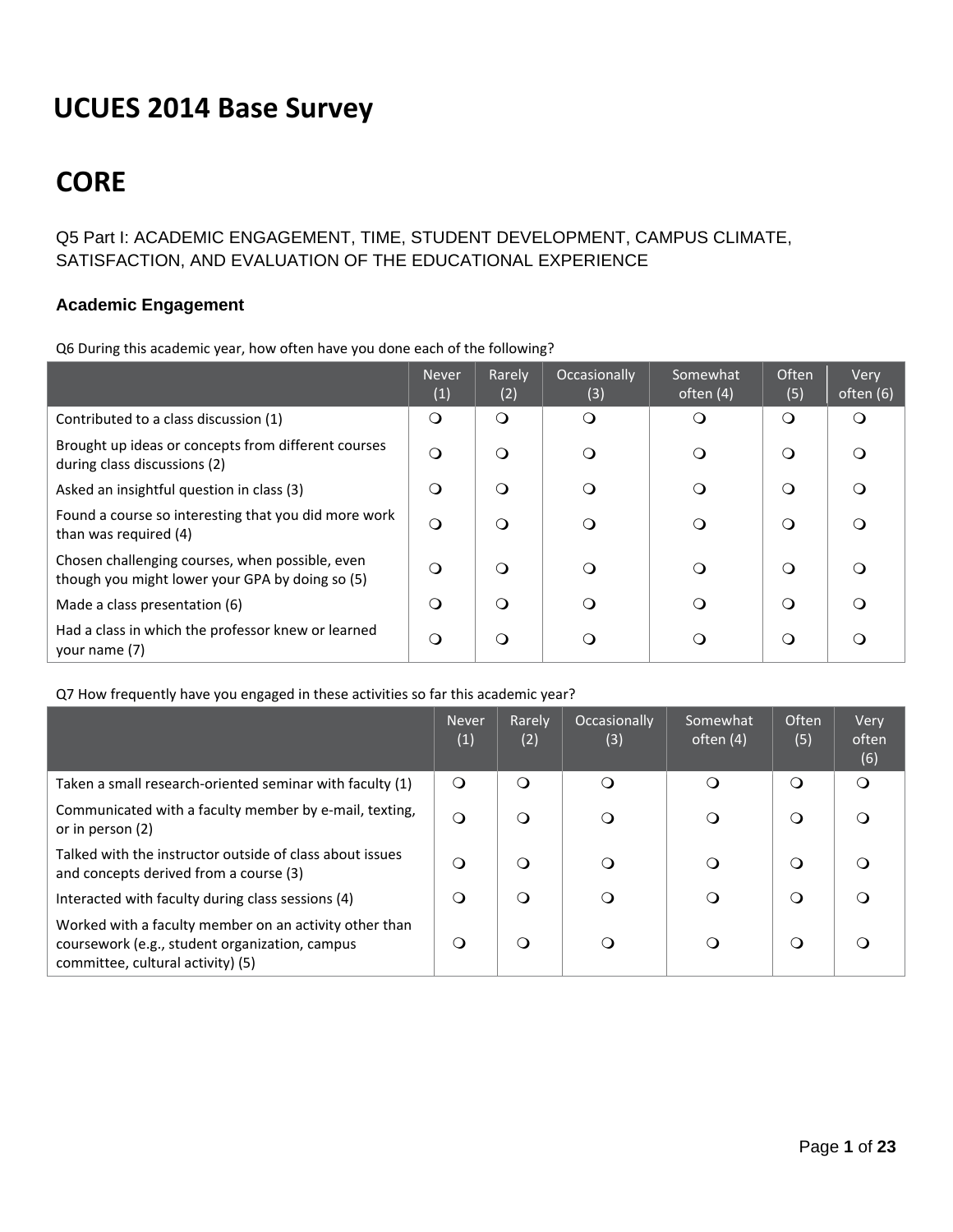# UCUES 2014 Base Survey

# CORE

Q5 Part I: ACADEMIC ENGAGEMENT, TIME, STUDENT DEVELOPMENT, CAMPUS CLIMATE, SATISFACTION, AND EVALUATION OF THE EDUCATIONAL EXPERIENCE

### Academic Engagement

Q6 During this academic year, how often have you done each of the following?

| | Never (1) | Rarely (2) | Occasionally (3) | Somewhat often (4) | Often (5) | Very often (6) |
|---|---|---|---|---|---|---|
| Contributed to a class discussion (1) | ❍ | ❍ | ❍ | ❍ | ❍ | ❍ |
| Brought up ideas or concepts from different courses during class discussions (2) | ❍ | ❍ | ❍ | ❍ | ❍ | ❍ |
| Asked an insightful question in class (3) | ❍ | ❍ | ❍ | ❍ | ❍ | ❍ |
| Found a course so interesting that you did more work than was required (4) | ❍ | ❍ | ❍ | ❍ | ❍ | ❍ |
| Chosen challenging courses, when possible, even though you might lower your GPA by doing so (5) | ❍ | ❍ | ❍ | ❍ | ❍ | ❍ |
| Made a class presentation (6) | ❍ | ❍ | ❍ | ❍ | ❍ | ❍ |
| Had a class in which the professor knew or learned your name (7) | ❍ | ❍ | ❍ | ❍ | ❍ | ❍ |

Q7 How frequently have you engaged in these activities so far this academic year?

| | Never (1) | Rarely (2) | Occasionally (3) | Somewhat often (4) | Often (5) | Very often (6) |
|---|---|---|---|---|---|---|
| Taken a small research-oriented seminar with faculty (1) | ❍ | ❍ | ❍ | ❍ | ❍ | ❍ |
| Communicated with a faculty member by e-mail, texting, or in person (2) | ❍ | ❍ | ❍ | ❍ | ❍ | ❍ |
| Talked with the instructor outside of class about issues and concepts derived from a course (3) | ❍ | ❍ | ❍ | ❍ | ❍ | ❍ |
| Interacted with faculty during class sessions (4) | ❍ | ❍ | ❍ | ❍ | ❍ | ❍ |
| Worked with a faculty member on an activity other than coursework (e.g., student organization, campus committee, cultural activity) (5) | ❍ | ❍ | ❍ | ❍ | ❍ | ❍ |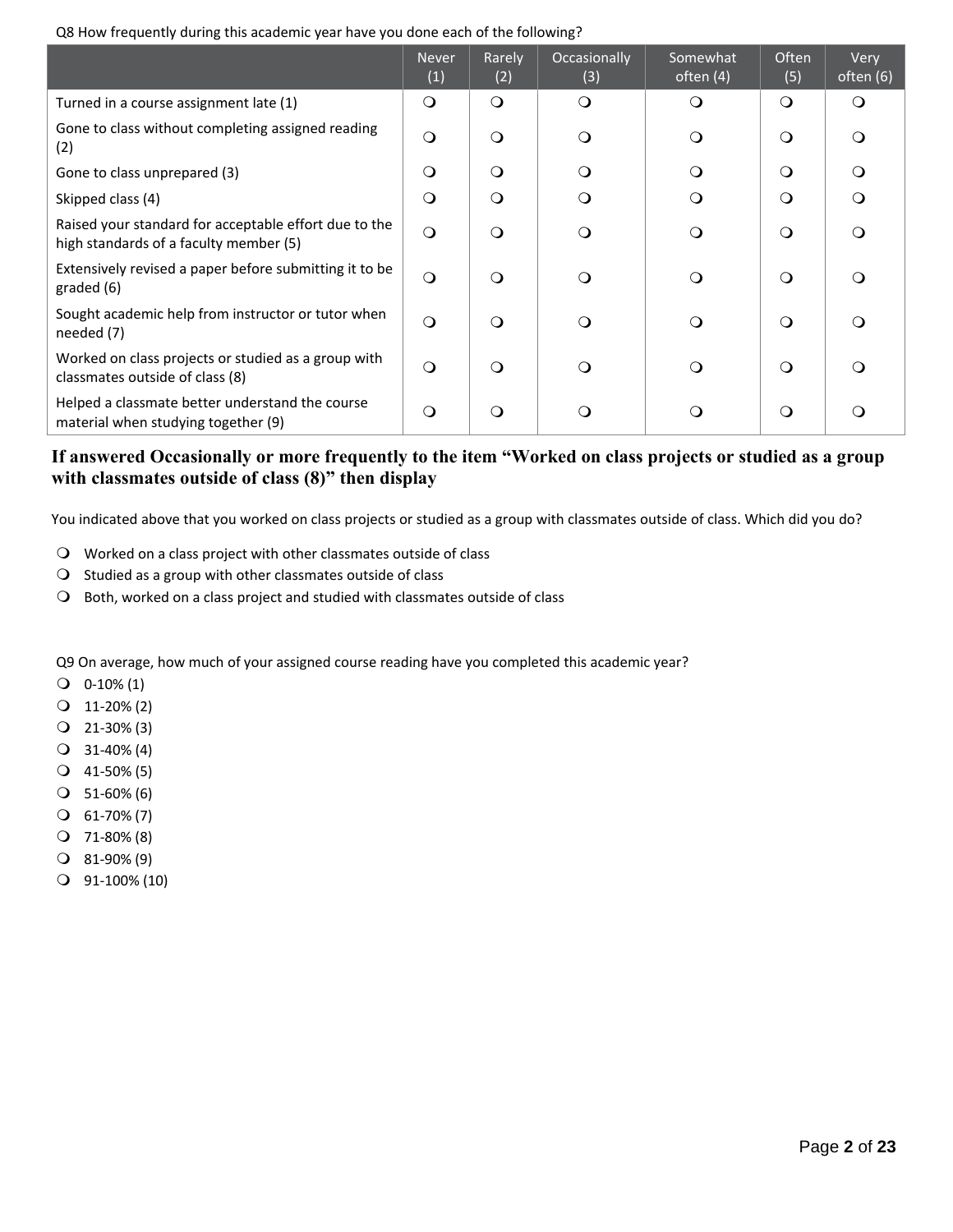Q8 How frequently during this academic year have you done each of the following?

| | Never (1) | Rarely (2) | Occasionally (3) | Somewhat often (4) | Often (5) | Very often (6) |
|---|---|---|---|---|---|---|
| Turned in a course assignment late (1) | ❍ | ❍ | ❍ | ❍ | ❍ | ❍ |
| Gone to class without completing assigned reading (2) | ❍ | ❍ | ❍ | ❍ | ❍ | ❍ |
| Gone to class unprepared (3) | ❍ | ❍ | ❍ | ❍ | ❍ | ❍ |
| Skipped class (4) | ❍ | ❍ | ❍ | ❍ | ❍ | ❍ |
| Raised your standard for acceptable effort due to the high standards of a faculty member (5) | ❍ | ❍ | ❍ | ❍ | ❍ | ❍ |
| Extensively revised a paper before submitting it to be graded (6) | ❍ | ❍ | ❍ | ❍ | ❍ | ❍ |
| Sought academic help from instructor or tutor when needed (7) | ❍ | ❍ | ❍ | ❍ | ❍ | ❍ |
| Worked on class projects or studied as a group with classmates outside of class (8) | ❍ | ❍ | ❍ | ❍ | ❍ | ❍ |
| Helped a classmate better understand the course material when studying together (9) | ❍ | ❍ | ❍ | ❍ | ❍ | ❍ |

**If answered Occasionally or more frequently to the item "Worked on class projects or studied as a group with classmates outside of class (8)" then display**

You indicated above that you worked on class projects or studied as a group with classmates outside of class. Which did you do?

- ❍ Worked on a class project with other classmates outside of class
- ❍ Studied as a group with other classmates outside of class
- ❍ Both, worked on a class project and studied with classmates outside of class

Q9 On average, how much of your assigned course reading have you completed this academic year?

- ❍ 0-10% (1)
- ❍ 11-20% (2)
- ❍ 21-30% (3)
- ❍ 31-40% (4)
- ❍ 41-50% (5)
- ❍ 51-60% (6)
- ❍ 61-70% (7)
- ❍ 71-80% (8)
- ❍ 81-90% (9)
- ❍ 91-100% (10)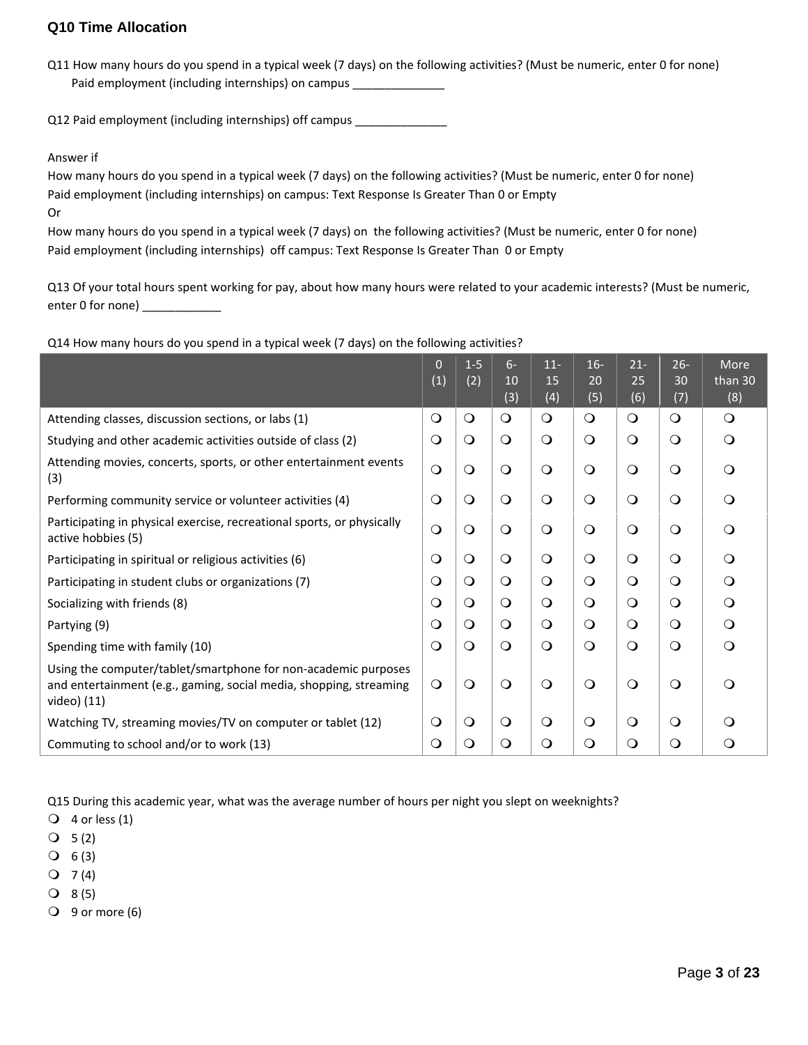## Q10 Time Allocation

Q11 How many hours do you spend in a typical week (7 days) on the following activities? (Must be numeric, enter 0 for none)
Paid employment (including internships) on campus ______________

Q12 Paid employment (including internships) off campus ______________

Answer if
How many hours do you spend in a typical week (7 days) on the following activities? (Must be numeric, enter 0 for none)
Paid employment (including internships) on campus: Text Response Is Greater Than 0 or Empty
Or
How many hours do you spend in a typical week (7 days) on the following activities? (Must be numeric, enter 0 for none)
Paid employment (including internships) off campus: Text Response Is Greater Than 0 or Empty

Q13 Of your total hours spent working for pay, about how many hours were related to your academic interests? (Must be numeric, enter 0 for none) ____________

Q14 How many hours do you spend in a typical week (7 days) on the following activities?

| | 0 (1) | 1-5 (2) | 6-10 (3) | 11-15 (4) | 16-20 (5) | 21-25 (6) | 26-30 (7) | More than 30 (8) |
|---|---|---|---|---|---|---|---|---|
| Attending classes, discussion sections, or labs (1) | ❍ | ❍ | ❍ | ❍ | ❍ | ❍ | ❍ | ❍ |
| Studying and other academic activities outside of class (2) | ❍ | ❍ | ❍ | ❍ | ❍ | ❍ | ❍ | ❍ |
| Attending movies, concerts, sports, or other entertainment events (3) | ❍ | ❍ | ❍ | ❍ | ❍ | ❍ | ❍ | ❍ |
| Performing community service or volunteer activities (4) | ❍ | ❍ | ❍ | ❍ | ❍ | ❍ | ❍ | ❍ |
| Participating in physical exercise, recreational sports, or physically active hobbies (5) | ❍ | ❍ | ❍ | ❍ | ❍ | ❍ | ❍ | ❍ |
| Participating in spiritual or religious activities (6) | ❍ | ❍ | ❍ | ❍ | ❍ | ❍ | ❍ | ❍ |
| Participating in student clubs or organizations (7) | ❍ | ❍ | ❍ | ❍ | ❍ | ❍ | ❍ | ❍ |
| Socializing with friends (8) | ❍ | ❍ | ❍ | ❍ | ❍ | ❍ | ❍ | ❍ |
| Partying (9) | ❍ | ❍ | ❍ | ❍ | ❍ | ❍ | ❍ | ❍ |
| Spending time with family (10) | ❍ | ❍ | ❍ | ❍ | ❍ | ❍ | ❍ | ❍ |
| Using the computer/tablet/smartphone for non-academic purposes and entertainment (e.g., gaming, social media, shopping, streaming video) (11) | ❍ | ❍ | ❍ | ❍ | ❍ | ❍ | ❍ | ❍ |
| Watching TV, streaming movies/TV on computer or tablet (12) | ❍ | ❍ | ❍ | ❍ | ❍ | ❍ | ❍ | ❍ |
| Commuting to school and/or to work (13) | ❍ | ❍ | ❍ | ❍ | ❍ | ❍ | ❍ | ❍ |

Q15 During this academic year, what was the average number of hours per night you slept on weeknights?

- ❍ 4 or less (1)
- ❍ 5 (2)
- ❍ 6 (3)
- ❍ 7 (4)
- ❍ 8 (5)
- ❍ 9 or more (6)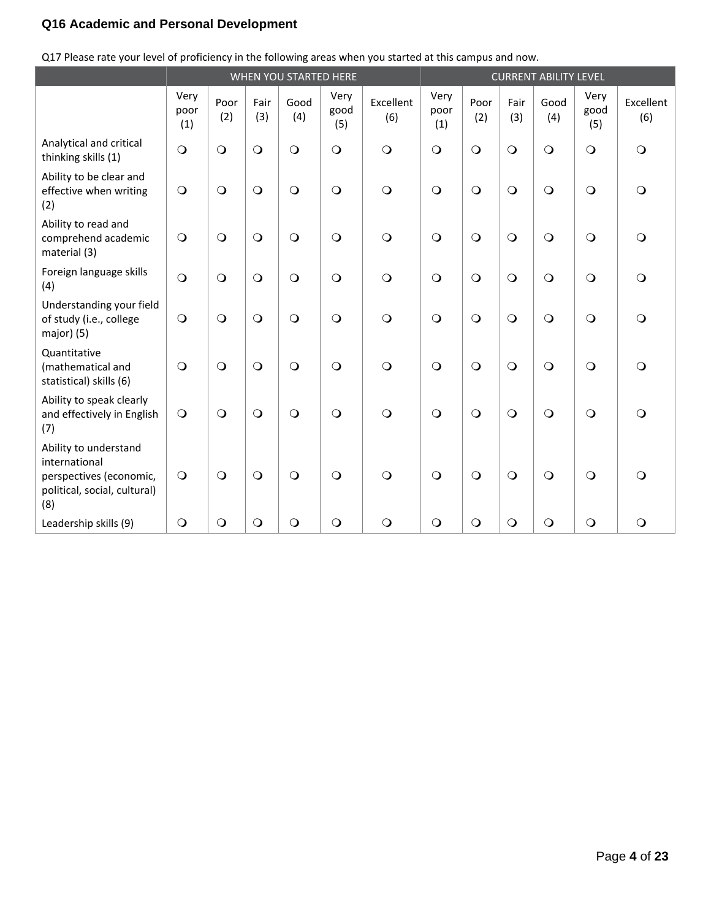## Q16 Academic and Personal Development

Q17 Please rate your level of proficiency in the following areas when you started at this campus and now.

| | WHEN YOU STARTED HERE | | | | | | CURRENT ABILITY LEVEL | | | | | |
|---|---|---|---|---|---|---|---|---|---|---|---|---|
| | Very poor (1) | Poor (2) | Fair (3) | Good (4) | Very good (5) | Excellent (6) | Very poor (1) | Poor (2) | Fair (3) | Good (4) | Very good (5) | Excellent (6) |
| Analytical and critical thinking skills (1) | ❍ | ❍ | ❍ | ❍ | ❍ | ❍ | ❍ | ❍ | ❍ | ❍ | ❍ | ❍ |
| Ability to be clear and effective when writing (2) | ❍ | ❍ | ❍ | ❍ | ❍ | ❍ | ❍ | ❍ | ❍ | ❍ | ❍ | ❍ |
| Ability to read and comprehend academic material (3) | ❍ | ❍ | ❍ | ❍ | ❍ | ❍ | ❍ | ❍ | ❍ | ❍ | ❍ | ❍ |
| Foreign language skills (4) | ❍ | ❍ | ❍ | ❍ | ❍ | ❍ | ❍ | ❍ | ❍ | ❍ | ❍ | ❍ |
| Understanding your field of study (i.e., college major) (5) | ❍ | ❍ | ❍ | ❍ | ❍ | ❍ | ❍ | ❍ | ❍ | ❍ | ❍ | ❍ |
| Quantitative (mathematical and statistical) skills (6) | ❍ | ❍ | ❍ | ❍ | ❍ | ❍ | ❍ | ❍ | ❍ | ❍ | ❍ | ❍ |
| Ability to speak clearly and effectively in English (7) | ❍ | ❍ | ❍ | ❍ | ❍ | ❍ | ❍ | ❍ | ❍ | ❍ | ❍ | ❍ |
| Ability to understand international perspectives (economic, political, social, cultural) (8) | ❍ | ❍ | ❍ | ❍ | ❍ | ❍ | ❍ | ❍ | ❍ | ❍ | ❍ | ❍ |
| Leadership skills (9) | ❍ | ❍ | ❍ | ❍ | ❍ | ❍ | ❍ | ❍ | ❍ | ❍ | ❍ | ❍ |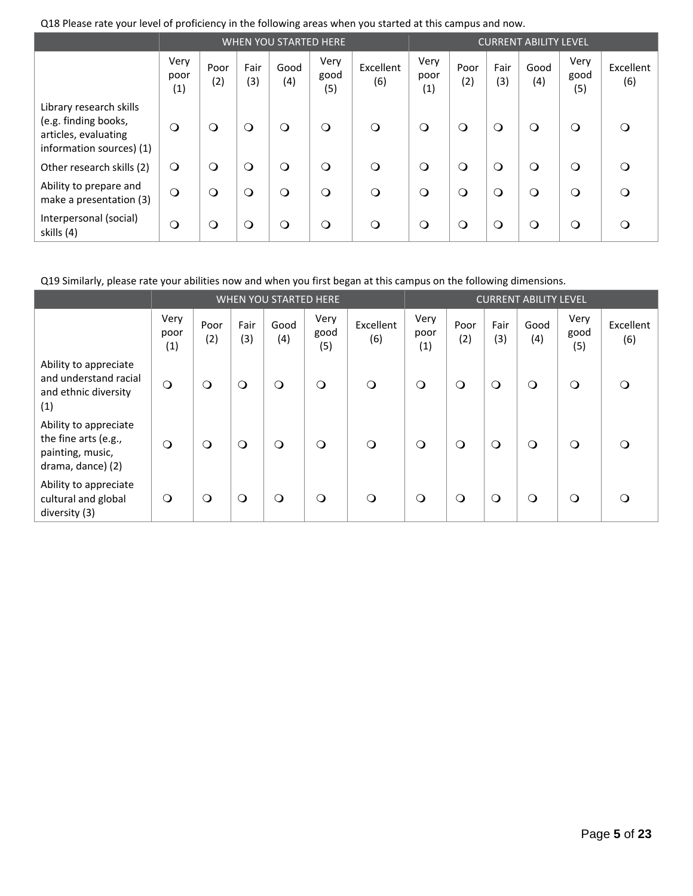Q18 Please rate your level of proficiency in the following areas when you started at this campus and now.

| | WHEN YOU STARTED HERE | | | | | | CURRENT ABILITY LEVEL | | | | | |
|---|---|---|---|---|---|---|---|---|---|---|---|---|
| | Very poor (1) | Poor (2) | Fair (3) | Good (4) | Very good (5) | Excellent (6) | Very poor (1) | Poor (2) | Fair (3) | Good (4) | Very good (5) | Excellent (6) |
| Library research skills (e.g. finding books, articles, evaluating information sources) (1) | ❍ | ❍ | ❍ | ❍ | ❍ | ❍ | ❍ | ❍ | ❍ | ❍ | ❍ | ❍ |
| Other research skills (2) | ❍ | ❍ | ❍ | ❍ | ❍ | ❍ | ❍ | ❍ | ❍ | ❍ | ❍ | ❍ |
| Ability to prepare and make a presentation (3) | ❍ | ❍ | ❍ | ❍ | ❍ | ❍ | ❍ | ❍ | ❍ | ❍ | ❍ | ❍ |
| Interpersonal (social) skills (4) | ❍ | ❍ | ❍ | ❍ | ❍ | ❍ | ❍ | ❍ | ❍ | ❍ | ❍ | ❍ |

Q19 Similarly, please rate your abilities now and when you first began at this campus on the following dimensions.

| | WHEN YOU STARTED HERE | | | | | | CURRENT ABILITY LEVEL | | | | | |
|---|---|---|---|---|---|---|---|---|---|---|---|---|
| | Very poor (1) | Poor (2) | Fair (3) | Good (4) | Very good (5) | Excellent (6) | Very poor (1) | Poor (2) | Fair (3) | Good (4) | Very good (5) | Excellent (6) |
| Ability to appreciate and understand racial and ethnic diversity (1) | ❍ | ❍ | ❍ | ❍ | ❍ | ❍ | ❍ | ❍ | ❍ | ❍ | ❍ | ❍ |
| Ability to appreciate the fine arts (e.g., painting, music, drama, dance) (2) | ❍ | ❍ | ❍ | ❍ | ❍ | ❍ | ❍ | ❍ | ❍ | ❍ | ❍ | ❍ |
| Ability to appreciate cultural and global diversity (3) | ❍ | ❍ | ❍ | ❍ | ❍ | ❍ | ❍ | ❍ | ❍ | ❍ | ❍ | ❍ |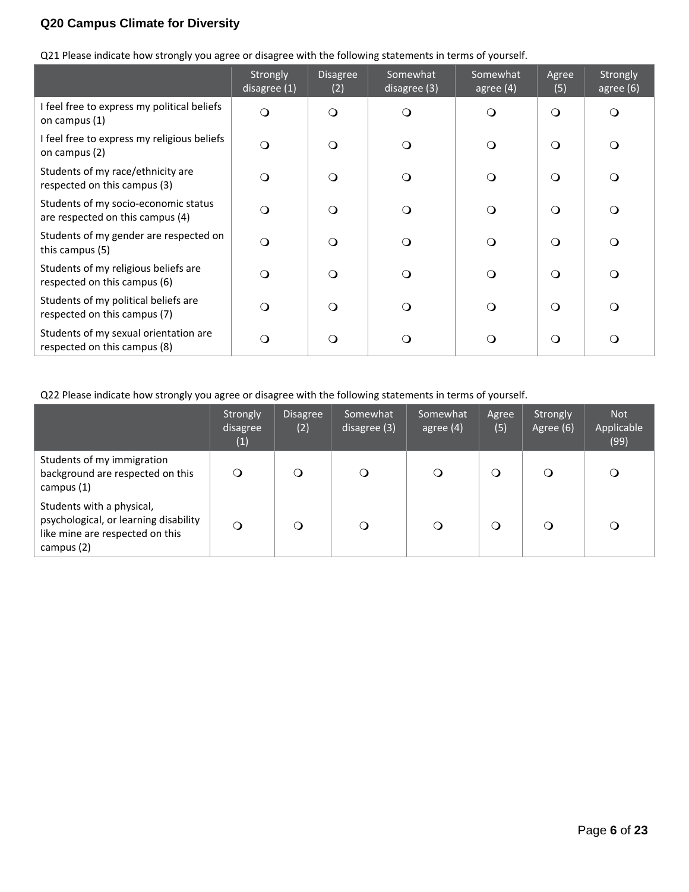## Q20 Campus Climate for Diversity

Q21 Please indicate how strongly you agree or disagree with the following statements in terms of yourself.

| | Strongly disagree (1) | Disagree (2) | Somewhat disagree (3) | Somewhat agree (4) | Agree (5) | Strongly agree (6) |
|---|---|---|---|---|---|---|
| I feel free to express my political beliefs on campus (1) | ❍ | ❍ | ❍ | ❍ | ❍ | ❍ |
| I feel free to express my religious beliefs on campus (2) | ❍ | ❍ | ❍ | ❍ | ❍ | ❍ |
| Students of my race/ethnicity are respected on this campus (3) | ❍ | ❍ | ❍ | ❍ | ❍ | ❍ |
| Students of my socio-economic status are respected on this campus (4) | ❍ | ❍ | ❍ | ❍ | ❍ | ❍ |
| Students of my gender are respected on this campus (5) | ❍ | ❍ | ❍ | ❍ | ❍ | ❍ |
| Students of my religious beliefs are respected on this campus (6) | ❍ | ❍ | ❍ | ❍ | ❍ | ❍ |
| Students of my political beliefs are respected on this campus (7) | ❍ | ❍ | ❍ | ❍ | ❍ | ❍ |
| Students of my sexual orientation are respected on this campus (8) | ❍ | ❍ | ❍ | ❍ | ❍ | ❍ |

Q22 Please indicate how strongly you agree or disagree with the following statements in terms of yourself.

| | Strongly disagree (1) | Disagree (2) | Somewhat disagree (3) | Somewhat agree (4) | Agree (5) | Strongly Agree (6) | Not Applicable (99) |
|---|---|---|---|---|---|---|---|
| Students of my immigration background are respected on this campus (1) | ❍ | ❍ | ❍ | ❍ | ❍ | ❍ | ❍ |
| Students with a physical, psychological, or learning disability like mine are respected on this campus (2) | ❍ | ❍ | ❍ | ❍ | ❍ | ❍ | ❍ |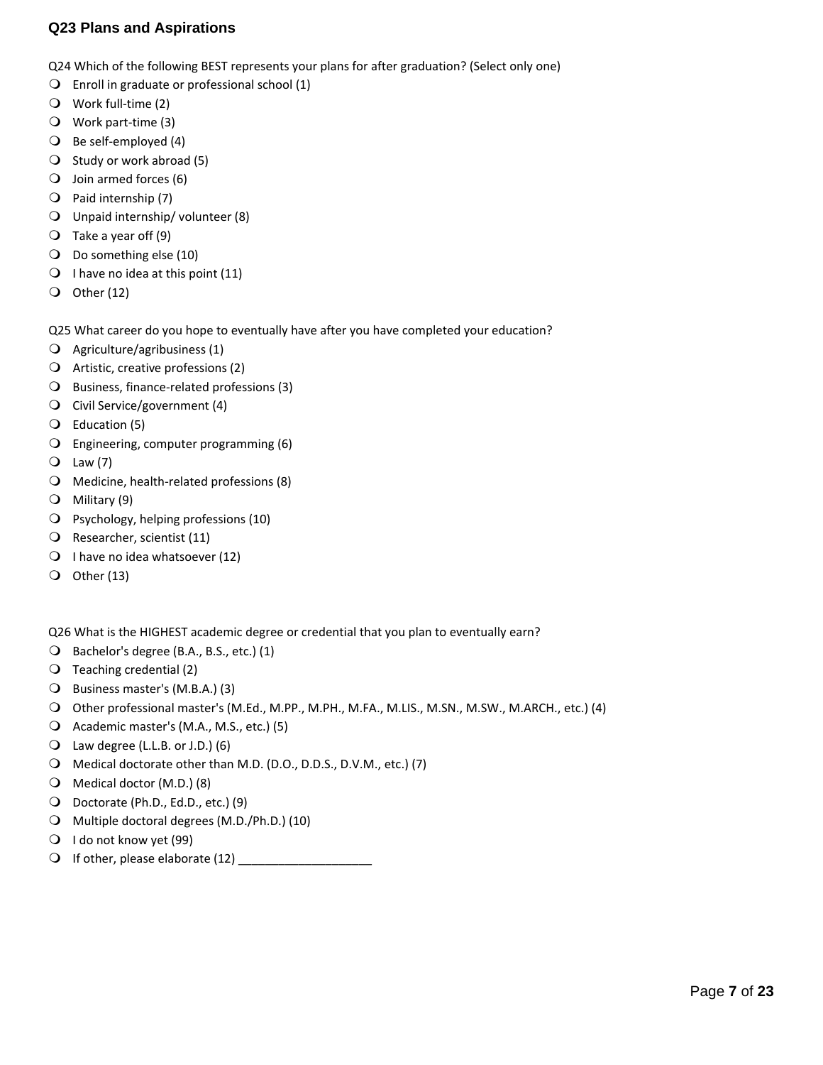## Q23 Plans and Aspirations

Q24 Which of the following BEST represents your plans for after graduation? (Select only one)

- Enroll in graduate or professional school (1)
- Work full-time (2)
- Work part-time (3)
- Be self-employed (4)
- Study or work abroad (5)
- Join armed forces (6)
- Paid internship (7)
- Unpaid internship/ volunteer (8)
- Take a year off (9)
- Do something else (10)
- I have no idea at this point (11)
- Other (12)

Q25 What career do you hope to eventually have after you have completed your education?

- Agriculture/agribusiness (1)
- Artistic, creative professions (2)
- Business, finance-related professions (3)
- Civil Service/government (4)
- Education (5)
- Engineering, computer programming (6)
- Law (7)
- Medicine, health-related professions (8)
- Military (9)
- Psychology, helping professions (10)
- Researcher, scientist (11)
- I have no idea whatsoever (12)
- Other (13)

Q26 What is the HIGHEST academic degree or credential that you plan to eventually earn?

- Bachelor's degree (B.A., B.S., etc.) (1)
- Teaching credential (2)
- Business master's (M.B.A.) (3)
- Other professional master's (M.Ed., M.PP., M.PH., M.FA., M.LIS., M.SN., M.SW., M.ARCH., etc.) (4)
- Academic master's (M.A., M.S., etc.) (5)
- Law degree (L.L.B. or J.D.) (6)
- Medical doctorate other than M.D. (D.O., D.D.S., D.V.M., etc.) (7)
- Medical doctor (M.D.) (8)
- Doctorate (Ph.D., Ed.D., etc.) (9)
- Multiple doctoral degrees (M.D./Ph.D.) (10)
- I do not know yet (99)
- If other, please elaborate (12) ____________________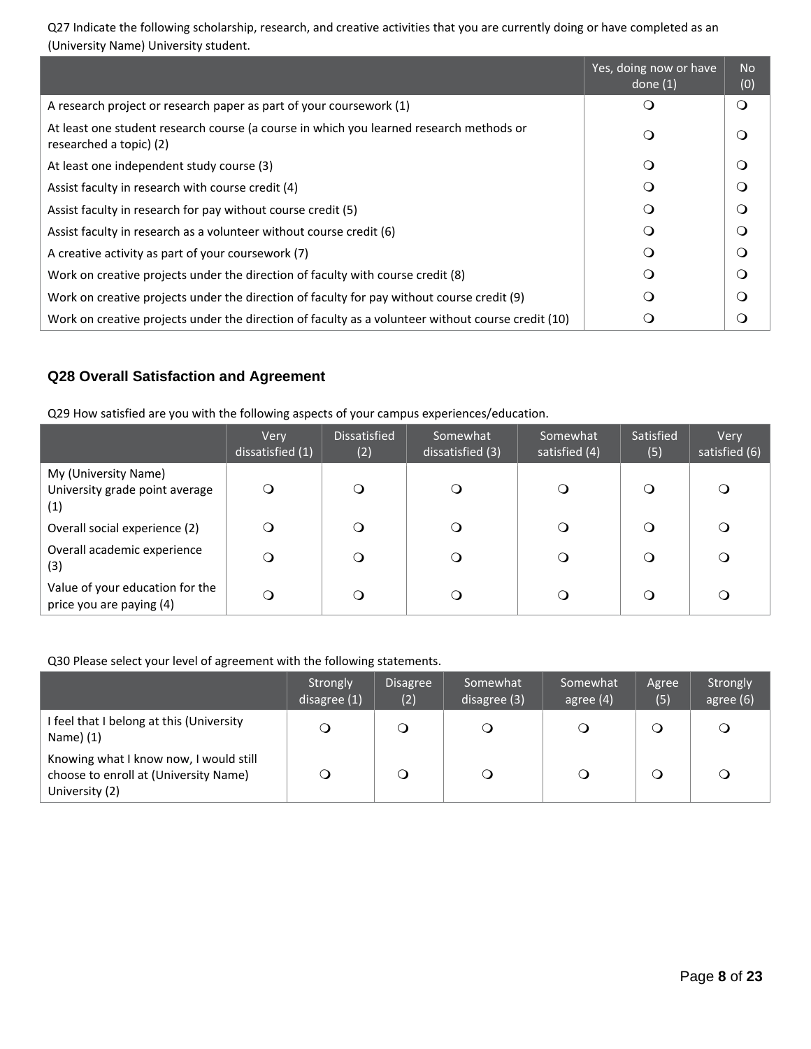Q27 Indicate the following scholarship, research, and creative activities that you are currently doing or have completed as an (University Name) University student.

| | Yes, doing now or have done (1) | No (0) |
|---|---|---|
| A research project or research paper as part of your coursework (1) | ❍ | ❍ |
| At least one student research course (a course in which you learned research methods or researched a topic) (2) | ❍ | ❍ |
| At least one independent study course (3) | ❍ | ❍ |
| Assist faculty in research with course credit (4) | ❍ | ❍ |
| Assist faculty in research for pay without course credit (5) | ❍ | ❍ |
| Assist faculty in research as a volunteer without course credit (6) | ❍ | ❍ |
| A creative activity as part of your coursework (7) | ❍ | ❍ |
| Work on creative projects under the direction of faculty with course credit (8) | ❍ | ❍ |
| Work on creative projects under the direction of faculty for pay without course credit (9) | ❍ | ❍ |
| Work on creative projects under the direction of faculty as a volunteer without course credit (10) | ❍ | ❍ |

### Q28 Overall Satisfaction and Agreement

Q29 How satisfied are you with the following aspects of your campus experiences/education.

| | Very dissatisfied (1) | Dissatisfied (2) | Somewhat dissatisfied (3) | Somewhat satisfied (4) | Satisfied (5) | Very satisfied (6) |
|---|---|---|---|---|---|---|
| My (University Name) University grade point average (1) | ❍ | ❍ | ❍ | ❍ | ❍ | ❍ |
| Overall social experience (2) | ❍ | ❍ | ❍ | ❍ | ❍ | ❍ |
| Overall academic experience (3) | ❍ | ❍ | ❍ | ❍ | ❍ | ❍ |
| Value of your education for the price you are paying (4) | ❍ | ❍ | ❍ | ❍ | ❍ | ❍ |

Q30 Please select your level of agreement with the following statements.

| | Strongly disagree (1) | Disagree (2) | Somewhat disagree (3) | Somewhat agree (4) | Agree (5) | Strongly agree (6) |
|---|---|---|---|---|---|---|
| I feel that I belong at this (University Name) (1) | ❍ | ❍ | ❍ | ❍ | ❍ | ❍ |
| Knowing what I know now, I would still choose to enroll at (University Name) University (2) | ❍ | ❍ | ❍ | ❍ | ❍ | ❍ |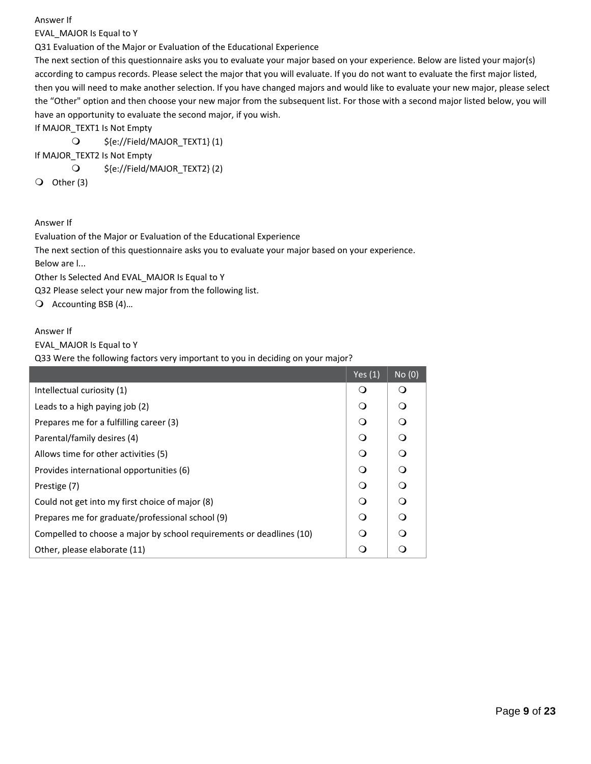Answer If

EVAL_MAJOR Is Equal to Y

Q31 Evaluation of the Major or Evaluation of the Educational Experience

The next section of this questionnaire asks you to evaluate your major based on your experience. Below are listed your major(s) according to campus records. Please select the major that you will evaluate. If you do not want to evaluate the first major listed, then you will need to make another selection. If you have changed majors and would like to evaluate your new major, please select the “Other" option and then choose your new major from the subsequent list. For those with a second major listed below, you will have an opportunity to evaluate the second major, if you wish.

If MAJOR_TEXT1 Is Not Empty

- ❍ ${e://Field/MAJOR_TEXT1} (1)

If MAJOR_TEXT2 Is Not Empty

- ❍ ${e://Field/MAJOR_TEXT2} (2)

❍ Other (3)

Answer If

Evaluation of the Major or Evaluation of the Educational Experience

The next section of this questionnaire asks you to evaluate your major based on your experience.

Below are l...

Other Is Selected And EVAL_MAJOR Is Equal to Y

Q32 Please select your new major from the following list.

❍ Accounting BSB (4)...

Answer If

EVAL_MAJOR Is Equal to Y

Q33 Were the following factors very important to you in deciding on your major?

| | Yes (1) | No (0) |
|---|---|---|
| Intellectual curiosity (1) | ❍ | ❍ |
| Leads to a high paying job (2) | ❍ | ❍ |
| Prepares me for a fulfilling career (3) | ❍ | ❍ |
| Parental/family desires (4) | ❍ | ❍ |
| Allows time for other activities (5) | ❍ | ❍ |
| Provides international opportunities (6) | ❍ | ❍ |
| Prestige (7) | ❍ | ❍ |
| Could not get into my first choice of major (8) | ❍ | ❍ |
| Prepares me for graduate/professional school (9) | ❍ | ❍ |
| Compelled to choose a major by school requirements or deadlines (10) | ❍ | ❍ |
| Other, please elaborate (11) | ❍ | ❍ |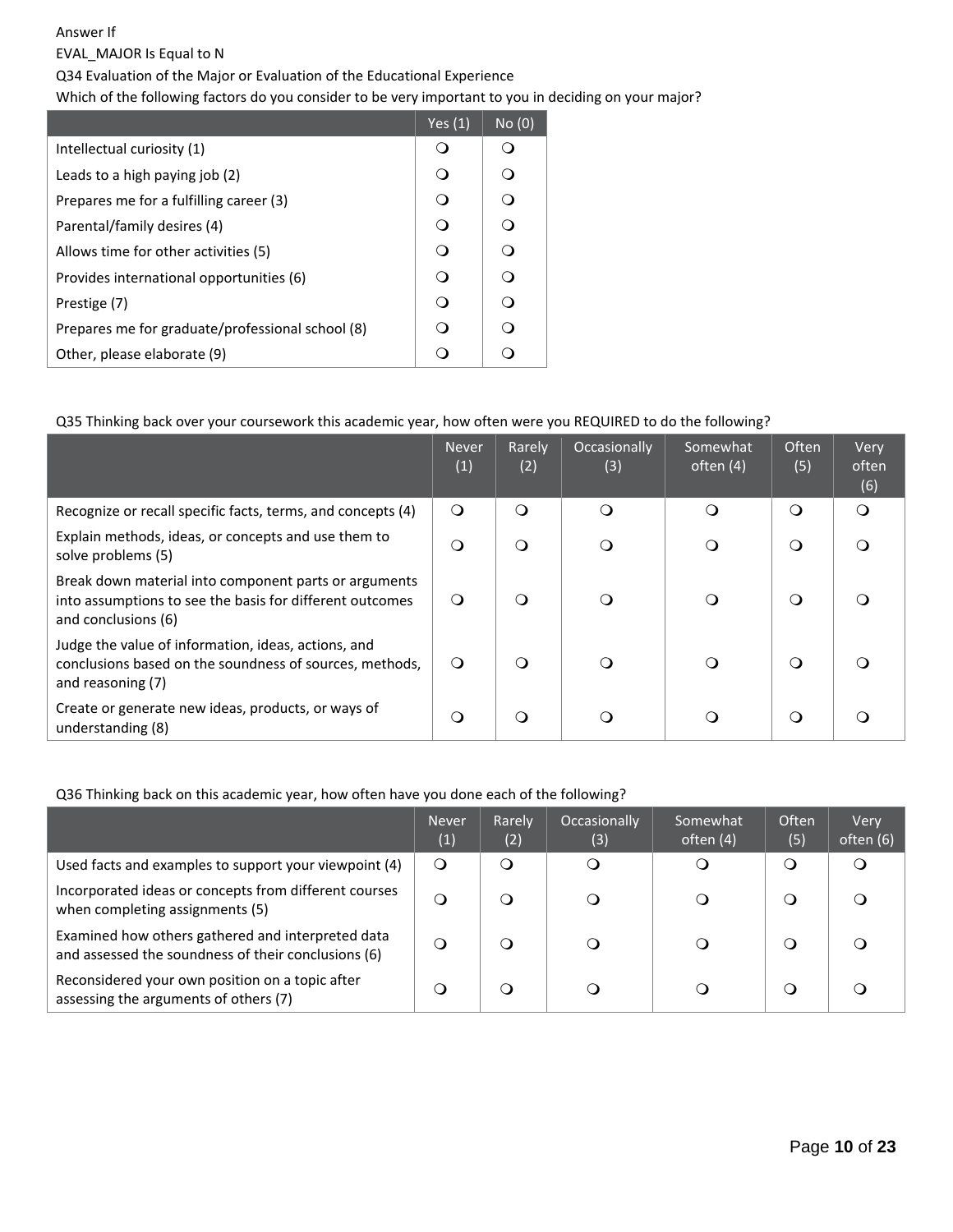Answer If

EVAL_MAJOR Is Equal to N

Q34 Evaluation of the Major or Evaluation of the Educational Experience

Which of the following factors do you consider to be very important to you in deciding on your major?

| | Yes (1) | No (0) |
|---|---|---|
| Intellectual curiosity (1) | ❍ | ❍ |
| Leads to a high paying job (2) | ❍ | ❍ |
| Prepares me for a fulfilling career (3) | ❍ | ❍ |
| Parental/family desires (4) | ❍ | ❍ |
| Allows time for other activities (5) | ❍ | ❍ |
| Provides international opportunities (6) | ❍ | ❍ |
| Prestige (7) | ❍ | ❍ |
| Prepares me for graduate/professional school (8) | ❍ | ❍ |
| Other, please elaborate (9) | ❍ | ❍ |

Q35 Thinking back over your coursework this academic year, how often were you REQUIRED to do the following?

| | Never (1) | Rarely (2) | Occasionally (3) | Somewhat often (4) | Often (5) | Very often (6) |
|---|---|---|---|---|---|---|
| Recognize or recall specific facts, terms, and concepts (4) | ❍ | ❍ | ❍ | ❍ | ❍ | ❍ |
| Explain methods, ideas, or concepts and use them to solve problems (5) | ❍ | ❍ | ❍ | ❍ | ❍ | ❍ |
| Break down material into component parts or arguments into assumptions to see the basis for different outcomes and conclusions (6) | ❍ | ❍ | ❍ | ❍ | ❍ | ❍ |
| Judge the value of information, ideas, actions, and conclusions based on the soundness of sources, methods, and reasoning (7) | ❍ | ❍ | ❍ | ❍ | ❍ | ❍ |
| Create or generate new ideas, products, or ways of understanding (8) | ❍ | ❍ | ❍ | ❍ | ❍ | ❍ |

Q36 Thinking back on this academic year, how often have you done each of the following?

| | Never (1) | Rarely (2) | Occasionally (3) | Somewhat often (4) | Often (5) | Very often (6) |
|---|---|---|---|---|---|---|
| Used facts and examples to support your viewpoint (4) | ❍ | ❍ | ❍ | ❍ | ❍ | ❍ |
| Incorporated ideas or concepts from different courses when completing assignments (5) | ❍ | ❍ | ❍ | ❍ | ❍ | ❍ |
| Examined how others gathered and interpreted data and assessed the soundness of their conclusions (6) | ❍ | ❍ | ❍ | ❍ | ❍ | ❍ |
| Reconsidered your own position on a topic after assessing the arguments of others (7) | ❍ | ❍ | ❍ | ❍ | ❍ | ❍ |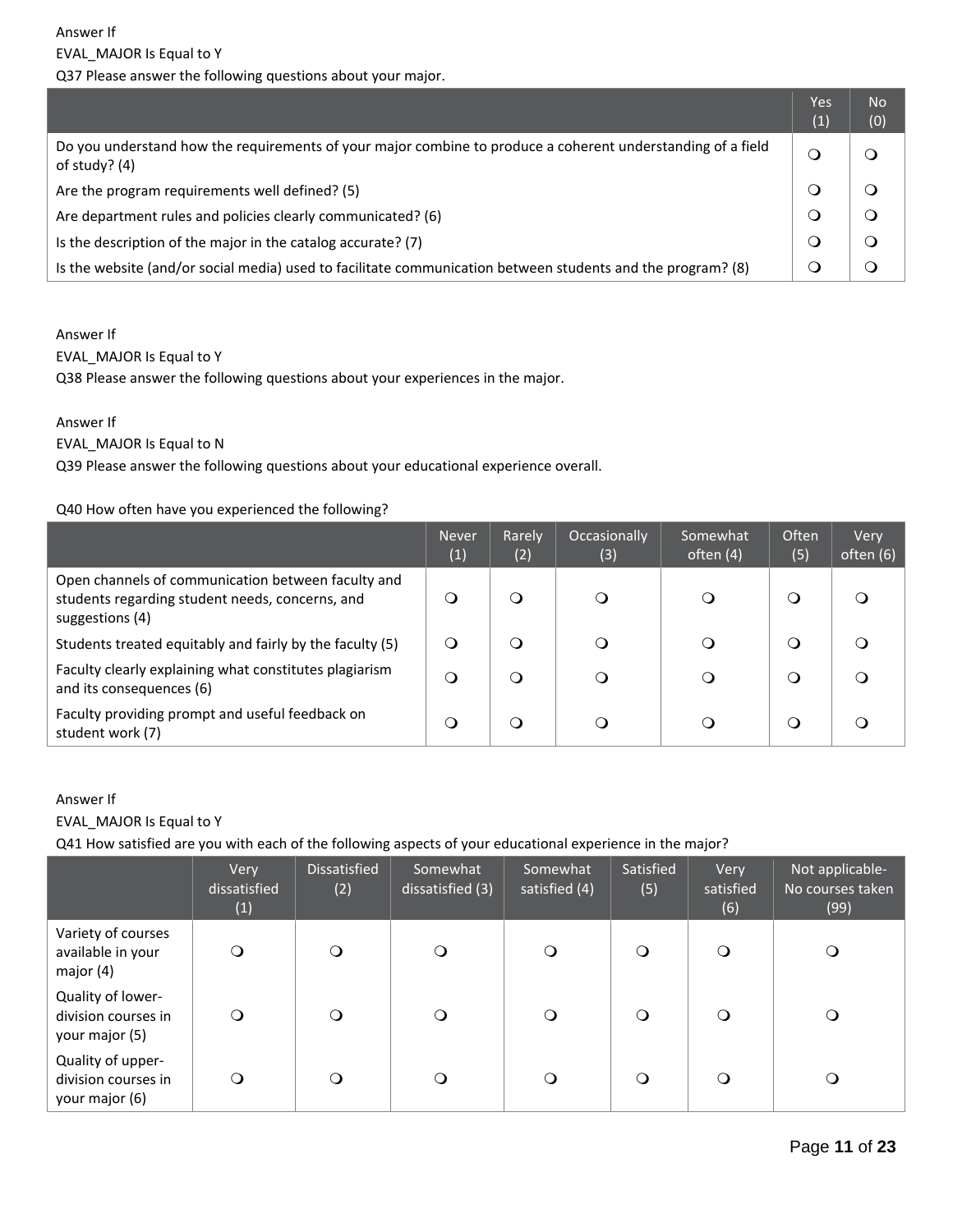Answer If

EVAL_MAJOR Is Equal to Y

Q37 Please answer the following questions about your major.

| | Yes (1) | No (0) |
|---|---|---|
| Do you understand how the requirements of your major combine to produce a coherent understanding of a field of study? (4) | ❍ | ❍ |
| Are the program requirements well defined? (5) | ❍ | ❍ |
| Are department rules and policies clearly communicated? (6) | ❍ | ❍ |
| Is the description of the major in the catalog accurate? (7) | ❍ | ❍ |
| Is the website (and/or social media) used to facilitate communication between students and the program? (8) | ❍ | ❍ |

Answer If

EVAL_MAJOR Is Equal to Y

Q38 Please answer the following questions about your experiences in the major.

Answer If

EVAL_MAJOR Is Equal to N

Q39 Please answer the following questions about your educational experience overall.

Q40 How often have you experienced the following?

| | Never (1) | Rarely (2) | Occasionally (3) | Somewhat often (4) | Often (5) | Very often (6) |
|---|---|---|---|---|---|---|
| Open channels of communication between faculty and students regarding student needs, concerns, and suggestions (4) | ❍ | ❍ | ❍ | ❍ | ❍ | ❍ |
| Students treated equitably and fairly by the faculty (5) | ❍ | ❍ | ❍ | ❍ | ❍ | ❍ |
| Faculty clearly explaining what constitutes plagiarism and its consequences (6) | ❍ | ❍ | ❍ | ❍ | ❍ | ❍ |
| Faculty providing prompt and useful feedback on student work (7) | ❍ | ❍ | ❍ | ❍ | ❍ | ❍ |

Answer If

EVAL_MAJOR Is Equal to Y

Q41 How satisfied are you with each of the following aspects of your educational experience in the major?

| | Very dissatisfied (1) | Dissatisfied (2) | Somewhat dissatisfied (3) | Somewhat satisfied (4) | Satisfied (5) | Very satisfied (6) | Not applicable- No courses taken (99) |
|---|---|---|---|---|---|---|---|
| Variety of courses available in your major (4) | ❍ | ❍ | ❍ | ❍ | ❍ | ❍ | ❍ |
| Quality of lower-division courses in your major (5) | ❍ | ❍ | ❍ | ❍ | ❍ | ❍ | ❍ |
| Quality of upper-division courses in your major (6) | ❍ | ❍ | ❍ | ❍ | ❍ | ❍ | ❍ |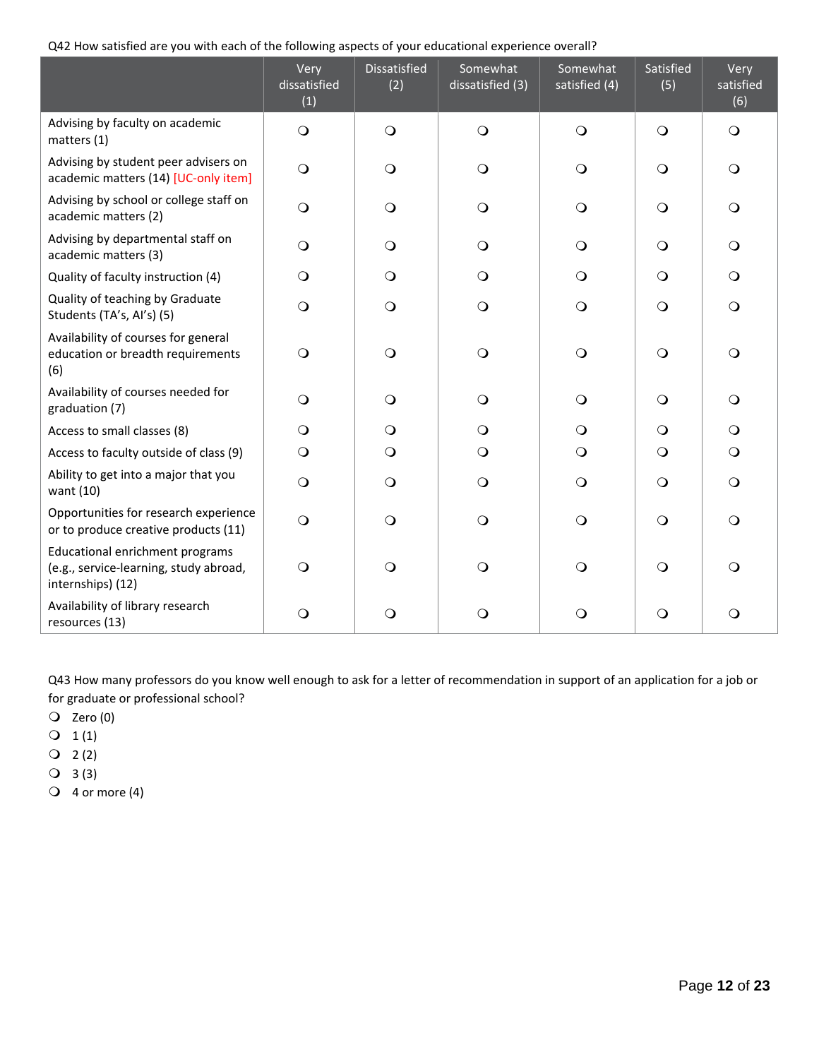Q42 How satisfied are you with each of the following aspects of your educational experience overall?

| | Very dissatisfied (1) | Dissatisfied (2) | Somewhat dissatisfied (3) | Somewhat satisfied (4) | Satisfied (5) | Very satisfied (6) |
|---|---|---|---|---|---|---|
| Advising by faculty on academic matters (1) | ❍ | ❍ | ❍ | ❍ | ❍ | ❍ |
| Advising by student peer advisers on academic matters (14) [UC-only item] | ❍ | ❍ | ❍ | ❍ | ❍ | ❍ |
| Advising by school or college staff on academic matters (2) | ❍ | ❍ | ❍ | ❍ | ❍ | ❍ |
| Advising by departmental staff on academic matters (3) | ❍ | ❍ | ❍ | ❍ | ❍ | ❍ |
| Quality of faculty instruction (4) | ❍ | ❍ | ❍ | ❍ | ❍ | ❍ |
| Quality of teaching by Graduate Students (TA's, AI's) (5) | ❍ | ❍ | ❍ | ❍ | ❍ | ❍ |
| Availability of courses for general education or breadth requirements (6) | ❍ | ❍ | ❍ | ❍ | ❍ | ❍ |
| Availability of courses needed for graduation (7) | ❍ | ❍ | ❍ | ❍ | ❍ | ❍ |
| Access to small classes (8) | ❍ | ❍ | ❍ | ❍ | ❍ | ❍ |
| Access to faculty outside of class (9) | ❍ | ❍ | ❍ | ❍ | ❍ | ❍ |
| Ability to get into a major that you want (10) | ❍ | ❍ | ❍ | ❍ | ❍ | ❍ |
| Opportunities for research experience or to produce creative products (11) | ❍ | ❍ | ❍ | ❍ | ❍ | ❍ |
| Educational enrichment programs (e.g., service-learning, study abroad, internships) (12) | ❍ | ❍ | ❍ | ❍ | ❍ | ❍ |
| Availability of library research resources (13) | ❍ | ❍ | ❍ | ❍ | ❍ | ❍ |

Q43 How many professors do you know well enough to ask for a letter of recommendation in support of an application for a job or for graduate or professional school?

- ❍ Zero (0)
- ❍ 1 (1)
- ❍ 2 (2)
- ❍ 3 (3)
- ❍ 4 or more (4)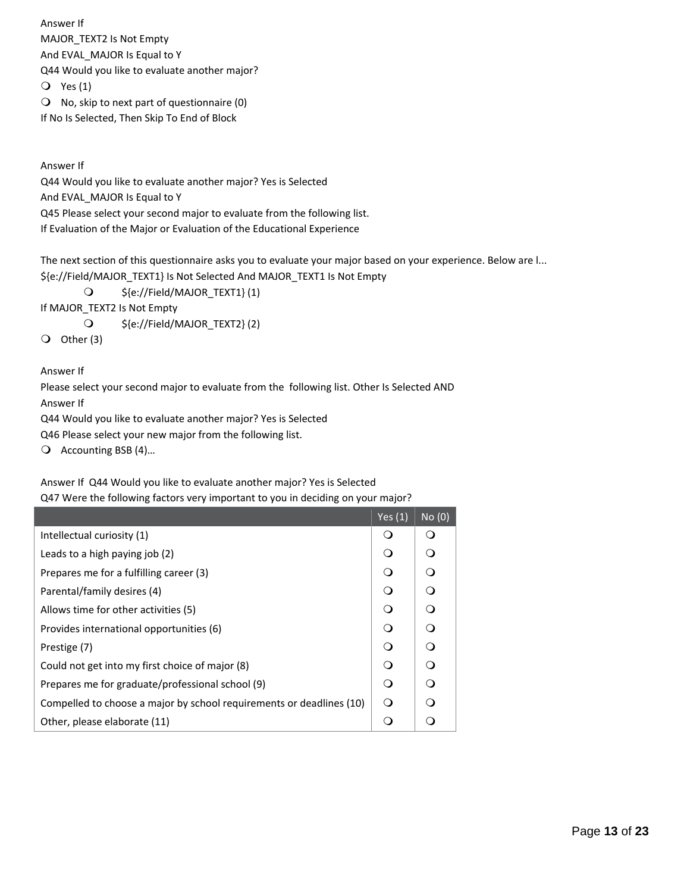Answer If

MAJOR_TEXT2 Is Not Empty

And EVAL_MAJOR Is Equal to Y

Q44 Would you like to evaluate another major?

- Yes (1)
- No, skip to next part of questionnaire (0)

If No Is Selected, Then Skip To End of Block

Answer If

Q44 Would you like to evaluate another major? Yes is Selected

And EVAL_MAJOR Is Equal to Y

Q45 Please select your second major to evaluate from the following list.

If Evaluation of the Major or Evaluation of the Educational Experience

The next section of this questionnaire asks you to evaluate your major based on your experience. Below are l...

${e://Field/MAJOR_TEXT1} Is Not Selected And MAJOR_TEXT1 Is Not Empty

- ${e://Field/MAJOR_TEXT1} (1)

If MAJOR_TEXT2 Is Not Empty

- ${e://Field/MAJOR_TEXT2} (2)
- Other (3)

Answer If

Please select your second major to evaluate from the following list. Other Is Selected AND

Answer If

Q44 Would you like to evaluate another major? Yes is Selected

Q46 Please select your new major from the following list.

- Accounting BSB (4)…

Answer If Q44 Would you like to evaluate another major? Yes is Selected

Q47 Were the following factors very important to you in deciding on your major?

| | Yes (1) | No (0) |
|---|---|---|
| Intellectual curiosity (1) | ○ | ○ |
| Leads to a high paying job (2) | ○ | ○ |
| Prepares me for a fulfilling career (3) | ○ | ○ |
| Parental/family desires (4) | ○ | ○ |
| Allows time for other activities (5) | ○ | ○ |
| Provides international opportunities (6) | ○ | ○ |
| Prestige (7) | ○ | ○ |
| Could not get into my first choice of major (8) | ○ | ○ |
| Prepares me for graduate/professional school (9) | ○ | ○ |
| Compelled to choose a major by school requirements or deadlines (10) | ○ | ○ |
| Other, please elaborate (11) | ○ | ○ |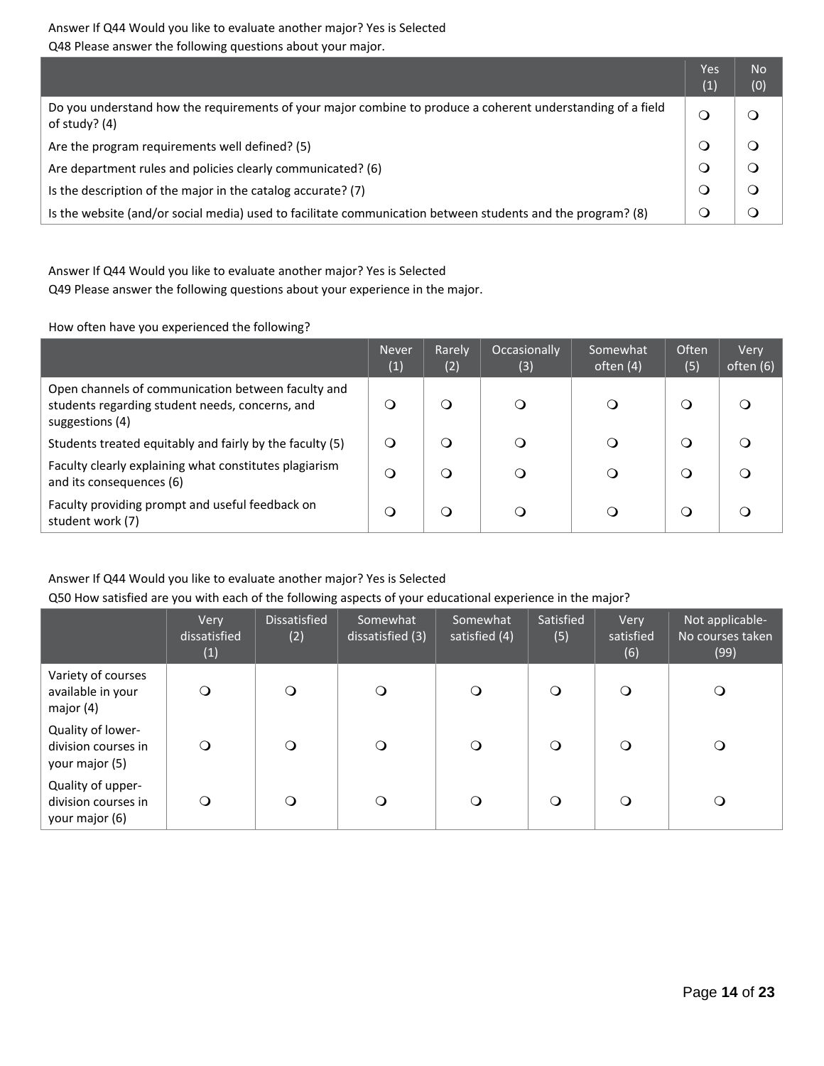Answer If Q44 Would you like to evaluate another major? Yes is Selected

Q48 Please answer the following questions about your major.

| | Yes (1) | No (0) |
|---|---|---|
| Do you understand how the requirements of your major combine to produce a coherent understanding of a field of study? (4) | ❍ | ❍ |
| Are the program requirements well defined? (5) | ❍ | ❍ |
| Are department rules and policies clearly communicated? (6) | ❍ | ❍ |
| Is the description of the major in the catalog accurate? (7) | ❍ | ❍ |
| Is the website (and/or social media) used to facilitate communication between students and the program? (8) | ❍ | ❍ |

Answer If Q44 Would you like to evaluate another major? Yes is Selected

Q49 Please answer the following questions about your experience in the major.

How often have you experienced the following?

| | Never (1) | Rarely (2) | Occasionally (3) | Somewhat often (4) | Often (5) | Very often (6) |
|---|---|---|---|---|---|---|
| Open channels of communication between faculty and students regarding student needs, concerns, and suggestions (4) | ❍ | ❍ | ❍ | ❍ | ❍ | ❍ |
| Students treated equitably and fairly by the faculty (5) | ❍ | ❍ | ❍ | ❍ | ❍ | ❍ |
| Faculty clearly explaining what constitutes plagiarism and its consequences (6) | ❍ | ❍ | ❍ | ❍ | ❍ | ❍ |
| Faculty providing prompt and useful feedback on student work (7) | ❍ | ❍ | ❍ | ❍ | ❍ | ❍ |

Answer If Q44 Would you like to evaluate another major? Yes is Selected

Q50 How satisfied are you with each of the following aspects of your educational experience in the major?

| | Very dissatisfied (1) | Dissatisfied (2) | Somewhat dissatisfied (3) | Somewhat satisfied (4) | Satisfied (5) | Very satisfied (6) | Not applicable-No courses taken (99) |
|---|---|---|---|---|---|---|---|
| Variety of courses available in your major (4) | ❍ | ❍ | ❍ | ❍ | ❍ | ❍ | ❍ |
| Quality of lower-division courses in your major (5) | ❍ | ❍ | ❍ | ❍ | ❍ | ❍ | ❍ |
| Quality of upper-division courses in your major (6) | ❍ | ❍ | ❍ | ❍ | ❍ | ❍ | ❍ |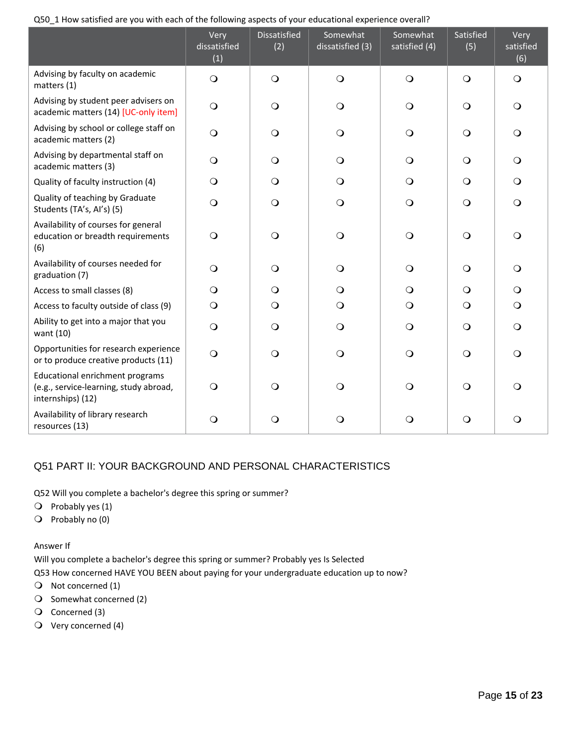Q50_1 How satisfied are you with each of the following aspects of your educational experience overall?

| | Very dissatisfied (1) | Dissatisfied (2) | Somewhat dissatisfied (3) | Somewhat satisfied (4) | Satisfied (5) | Very satisfied (6) |
|---|---|---|---|---|---|---|
| Advising by faculty on academic matters (1) | ❍ | ❍ | ❍ | ❍ | ❍ | ❍ |
| Advising by student peer advisers on academic matters (14) [UC-only item] | ❍ | ❍ | ❍ | ❍ | ❍ | ❍ |
| Advising by school or college staff on academic matters (2) | ❍ | ❍ | ❍ | ❍ | ❍ | ❍ |
| Advising by departmental staff on academic matters (3) | ❍ | ❍ | ❍ | ❍ | ❍ | ❍ |
| Quality of faculty instruction (4) | ❍ | ❍ | ❍ | ❍ | ❍ | ❍ |
| Quality of teaching by Graduate Students (TA's, AI's) (5) | ❍ | ❍ | ❍ | ❍ | ❍ | ❍ |
| Availability of courses for general education or breadth requirements (6) | ❍ | ❍ | ❍ | ❍ | ❍ | ❍ |
| Availability of courses needed for graduation (7) | ❍ | ❍ | ❍ | ❍ | ❍ | ❍ |
| Access to small classes (8) | ❍ | ❍ | ❍ | ❍ | ❍ | ❍ |
| Access to faculty outside of class (9) | ❍ | ❍ | ❍ | ❍ | ❍ | ❍ |
| Ability to get into a major that you want (10) | ❍ | ❍ | ❍ | ❍ | ❍ | ❍ |
| Opportunities for research experience or to produce creative products (11) | ❍ | ❍ | ❍ | ❍ | ❍ | ❍ |
| Educational enrichment programs (e.g., service-learning, study abroad, internships) (12) | ❍ | ❍ | ❍ | ❍ | ❍ | ❍ |
| Availability of library research resources (13) | ❍ | ❍ | ❍ | ❍ | ❍ | ❍ |

## Q51 PART II: YOUR BACKGROUND AND PERSONAL CHARACTERISTICS

Q52 Will you complete a bachelor's degree this spring or summer?

- ❍ Probably yes (1)
- ❍ Probably no (0)

Answer If

Will you complete a bachelor's degree this spring or summer? Probably yes Is Selected

Q53 How concerned HAVE YOU BEEN about paying for your undergraduate education up to now?

- ❍ Not concerned (1)
- ❍ Somewhat concerned (2)
- ❍ Concerned (3)
- ❍ Very concerned (4)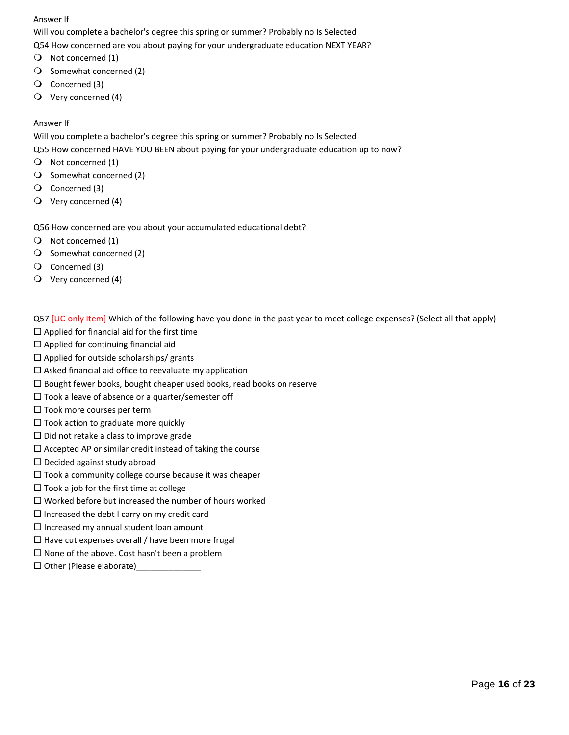Answer If

Will you complete a bachelor's degree this spring or summer? Probably no Is Selected

Q54 How concerned are you about paying for your undergraduate education NEXT YEAR?

- Not concerned (1)
- Somewhat concerned (2)
- Concerned (3)
- Very concerned (4)

Answer If

Will you complete a bachelor's degree this spring or summer? Probably no Is Selected

Q55 How concerned HAVE YOU BEEN about paying for your undergraduate education up to now?

- Not concerned (1)
- Somewhat concerned (2)
- Concerned (3)
- Very concerned (4)

Q56 How concerned are you about your accumulated educational debt?

- Not concerned (1)
- Somewhat concerned (2)
- Concerned (3)
- Very concerned (4)

Q57 [UC-only Item] Which of the following have you done in the past year to meet college expenses? (Select all that apply)

- ☐ Applied for financial aid for the first time
- ☐ Applied for continuing financial aid
- ☐ Applied for outside scholarships/ grants
- ☐ Asked financial aid office to reevaluate my application
- ☐ Bought fewer books, bought cheaper used books, read books on reserve
- ☐ Took a leave of absence or a quarter/semester off
- ☐ Took more courses per term
- ☐ Took action to graduate more quickly
- ☐ Did not retake a class to improve grade
- ☐ Accepted AP or similar credit instead of taking the course
- ☐ Decided against study abroad
- ☐ Took a community college course because it was cheaper
- ☐ Took a job for the first time at college
- ☐ Worked before but increased the number of hours worked
- ☐ Increased the debt I carry on my credit card
- ☐ Increased my annual student loan amount
- ☐ Have cut expenses overall / have been more frugal
- ☐ None of the above. Cost hasn't been a problem
- ☐ Other (Please elaborate)______________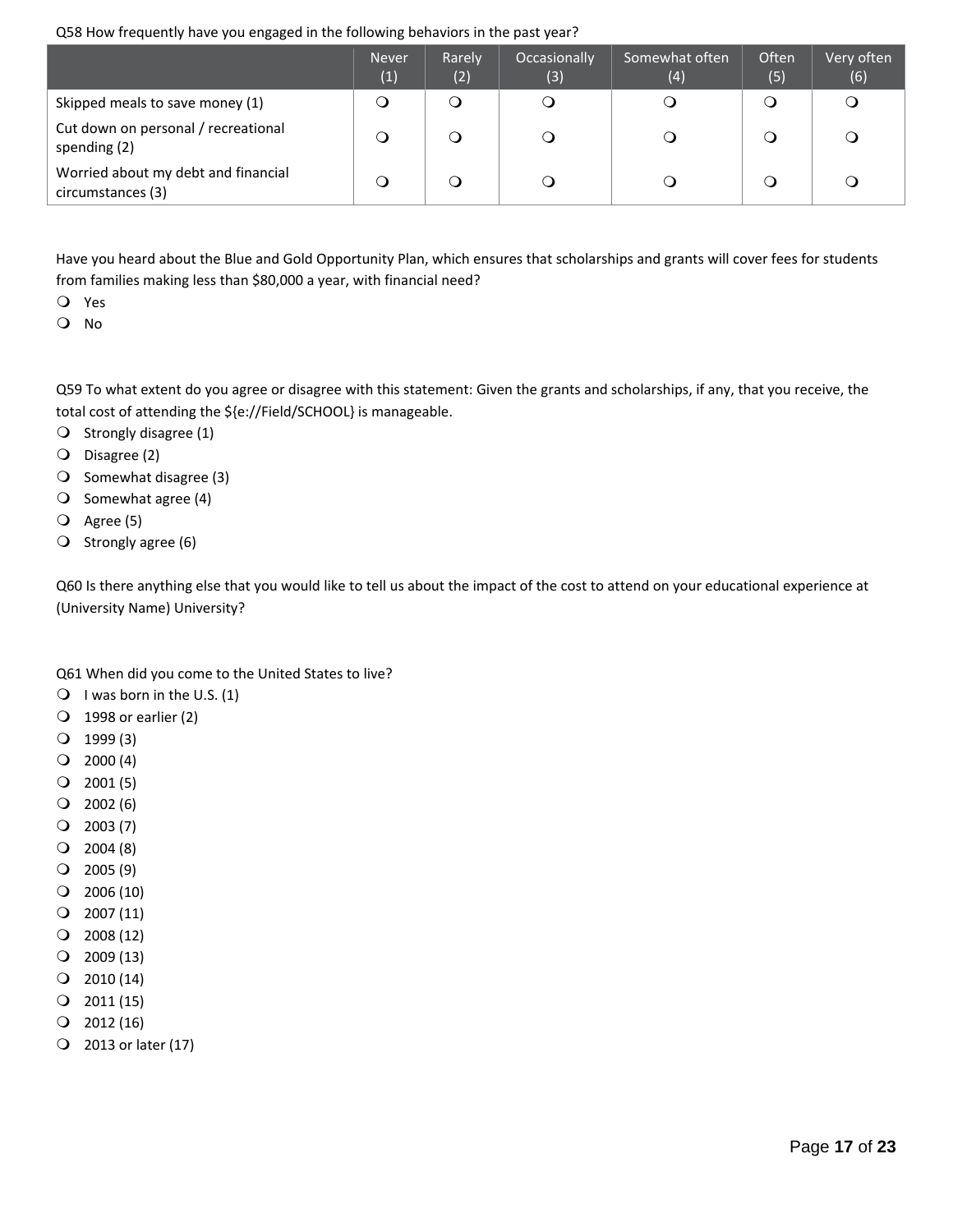Q58 How frequently have you engaged in the following behaviors in the past year?

| | Never (1) | Rarely (2) | Occasionally (3) | Somewhat often (4) | Often (5) | Very often (6) |
|---|---|---|---|---|---|---|
| Skipped meals to save money (1) | ❍ | ❍ | ❍ | ❍ | ❍ | ❍ |
| Cut down on personal / recreational spending (2) | ❍ | ❍ | ❍ | ❍ | ❍ | ❍ |
| Worried about my debt and financial circumstances (3) | ❍ | ❍ | ❍ | ❍ | ❍ | ❍ |

Have you heard about the Blue and Gold Opportunity Plan, which ensures that scholarships and grants will cover fees for students from families making less than $80,000 a year, with financial need?

- ❍ Yes
- ❍ No

Q59 To what extent do you agree or disagree with this statement: Given the grants and scholarships, if any, that you receive, the total cost of attending the ${e://Field/SCHOOL} is manageable.

- ❍ Strongly disagree (1)
- ❍ Disagree (2)
- ❍ Somewhat disagree (3)
- ❍ Somewhat agree (4)
- ❍ Agree (5)
- ❍ Strongly agree (6)

Q60 Is there anything else that you would like to tell us about the impact of the cost to attend on your educational experience at (University Name) University?

Q61 When did you come to the United States to live?

- ❍ I was born in the U.S. (1)
- ❍ 1998 or earlier (2)
- ❍ 1999 (3)
- ❍ 2000 (4)
- ❍ 2001 (5)
- ❍ 2002 (6)
- ❍ 2003 (7)
- ❍ 2004 (8)
- ❍ 2005 (9)
- ❍ 2006 (10)
- ❍ 2007 (11)
- ❍ 2008 (12)
- ❍ 2009 (13)
- ❍ 2010 (14)
- ❍ 2011 (15)
- ❍ 2012 (16)
- ❍ 2013 or later (17)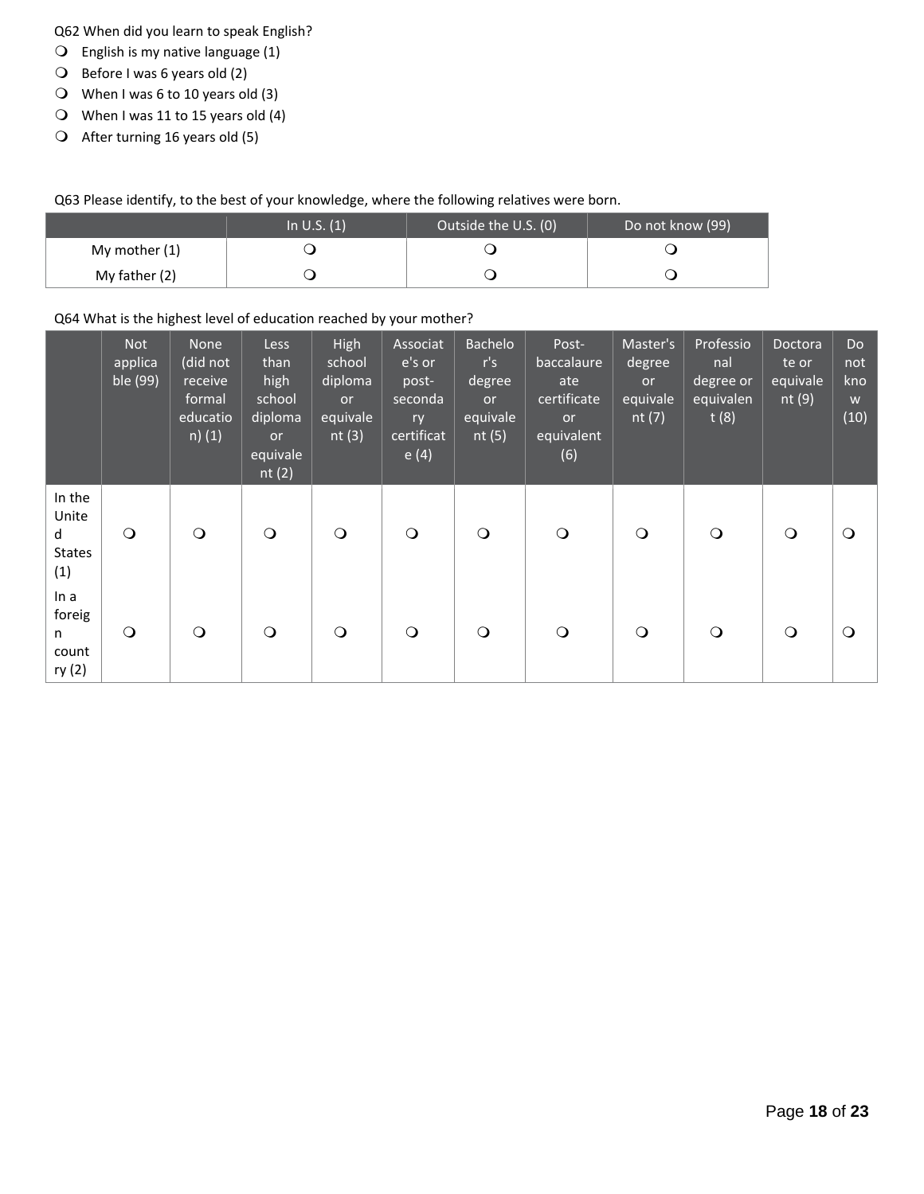Q62 When did you learn to speak English?

- ❍ English is my native language (1)
- ❍ Before I was 6 years old (2)
- ❍ When I was 6 to 10 years old (3)
- ❍ When I was 11 to 15 years old (4)
- ❍ After turning 16 years old (5)

Q63 Please identify, to the best of your knowledge, where the following relatives were born.

| | In U.S. (1) | Outside the U.S. (0) | Do not know (99) |
|---|---|---|---|
| My mother (1) | ❍ | ❍ | ❍ |
| My father (2) | ❍ | ❍ | ❍ |

Q64 What is the highest level of education reached by your mother?

| | Not applicable (99) | None (did not receive formal education) (1) | Less than high school diploma or equivalent (2) | High school diploma or equivalent (3) | Associate's or post-secondary certificate (4) | Bachelor's degree or equivalent (5) | Post-baccalaureate certificate or equivalent (6) | Master's degree or equivalent (7) | Professional degree or equivalent (8) | Doctorate or equivalent (9) | Do not know (10) |
|---|---|---|---|---|---|---|---|---|---|---|---|
| In the United States (1) | ❍ | ❍ | ❍ | ❍ | ❍ | ❍ | ❍ | ❍ | ❍ | ❍ | ❍ |
| In a foreign country (2) | ❍ | ❍ | ❍ | ❍ | ❍ | ❍ | ❍ | ❍ | ❍ | ❍ | ❍ |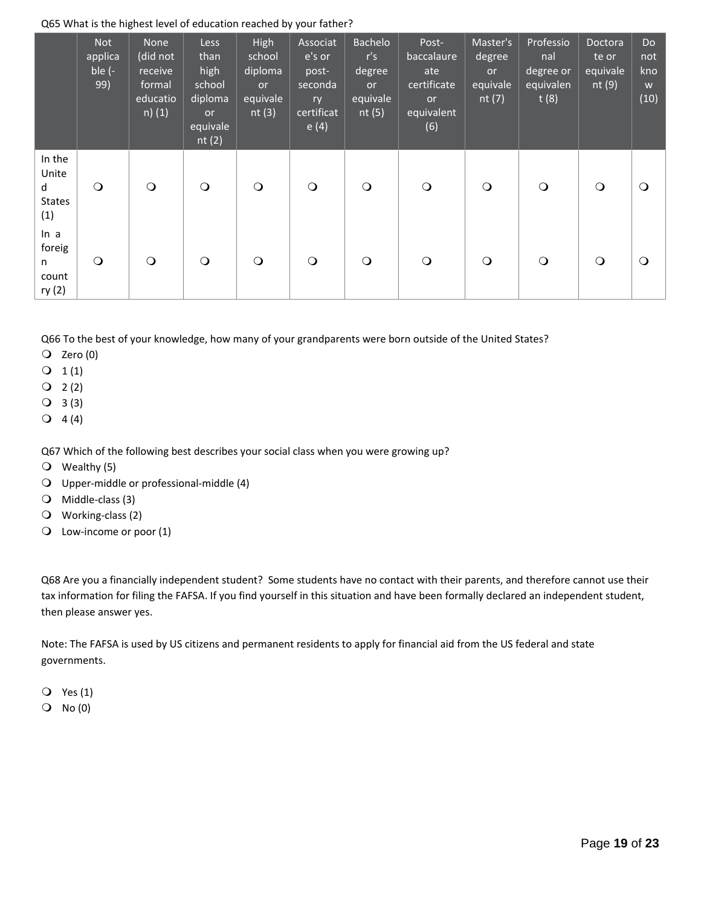Q65 What is the highest level of education reached by your father?

| | Not applicable (-99) | None (did not receive formal education) (1) | Less than high school diploma or equivalent (2) | High school diploma or equivalent (3) | Associate's or post-secondary certificate (4) | Bachelor's degree or equivalent (5) | Post-baccalaureate certificate or equivalent (6) | Master's degree or equivalent (7) | Professional degree or equivalent (8) | Doctorate or equivalent (9) | Do not know (10) |
|---|---|---|---|---|---|---|---|---|---|---|---|
| In the United States (1) | ❍ | ❍ | ❍ | ❍ | ❍ | ❍ | ❍ | ❍ | ❍ | ❍ | ❍ |
| In a foreign country (2) | ❍ | ❍ | ❍ | ❍ | ❍ | ❍ | ❍ | ❍ | ❍ | ❍ | ❍ |

Q66 To the best of your knowledge, how many of your grandparents were born outside of the United States?

- ❍ Zero (0)
- ❍ 1 (1)
- ❍ 2 (2)
- ❍ 3 (3)
- ❍ 4 (4)

Q67 Which of the following best describes your social class when you were growing up?

- ❍ Wealthy (5)
- ❍ Upper-middle or professional-middle (4)
- ❍ Middle-class (3)
- ❍ Working-class (2)
- ❍ Low-income or poor (1)

Q68 Are you a financially independent student? Some students have no contact with their parents, and therefore cannot use their tax information for filing the FAFSA. If you find yourself in this situation and have been formally declared an independent student, then please answer yes.

Note: The FAFSA is used by US citizens and permanent residents to apply for financial aid from the US federal and state governments.

- ❍ Yes (1)
- ❍ No (0)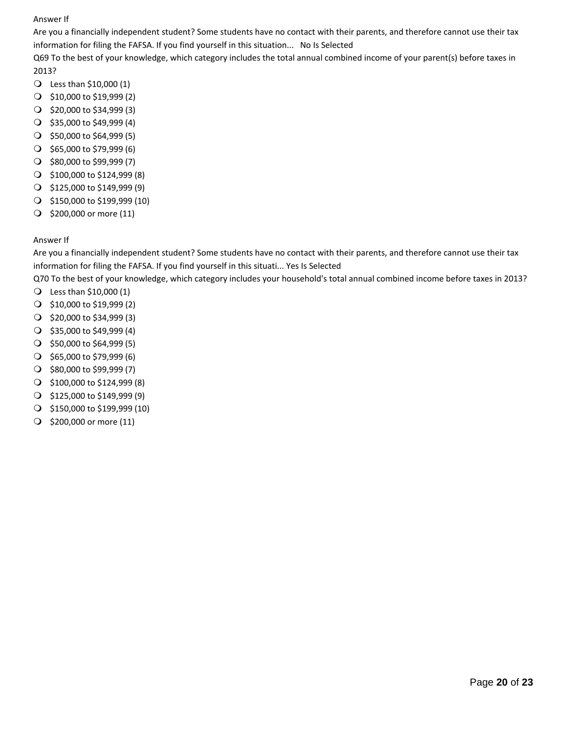Answer If

Are you a financially independent student? Some students have no contact with their parents, and therefore cannot use their tax information for filing the FAFSA. If you find yourself in this situation... No Is Selected

Q69 To the best of your knowledge, which category includes the total annual combined income of your parent(s) before taxes in 2013?

- Less than $10,000 (1)
- $10,000 to $19,999 (2)
- $20,000 to $34,999 (3)
- $35,000 to $49,999 (4)
- $50,000 to $64,999 (5)
- $65,000 to $79,999 (6)
- $80,000 to $99,999 (7)
- $100,000 to $124,999 (8)
- $125,000 to $149,999 (9)
- $150,000 to $199,999 (10)
- $200,000 or more (11)

Answer If

Are you a financially independent student? Some students have no contact with their parents, and therefore cannot use their tax information for filing the FAFSA. If you find yourself in this situati... Yes Is Selected

Q70 To the best of your knowledge, which category includes your household's total annual combined income before taxes in 2013?

- Less than $10,000 (1)
- $10,000 to $19,999 (2)
- $20,000 to $34,999 (3)
- $35,000 to $49,999 (4)
- $50,000 to $64,999 (5)
- $65,000 to $79,999 (6)
- $80,000 to $99,999 (7)
- $100,000 to $124,999 (8)
- $125,000 to $149,999 (9)
- $150,000 to $199,999 (10)
- $200,000 or more (11)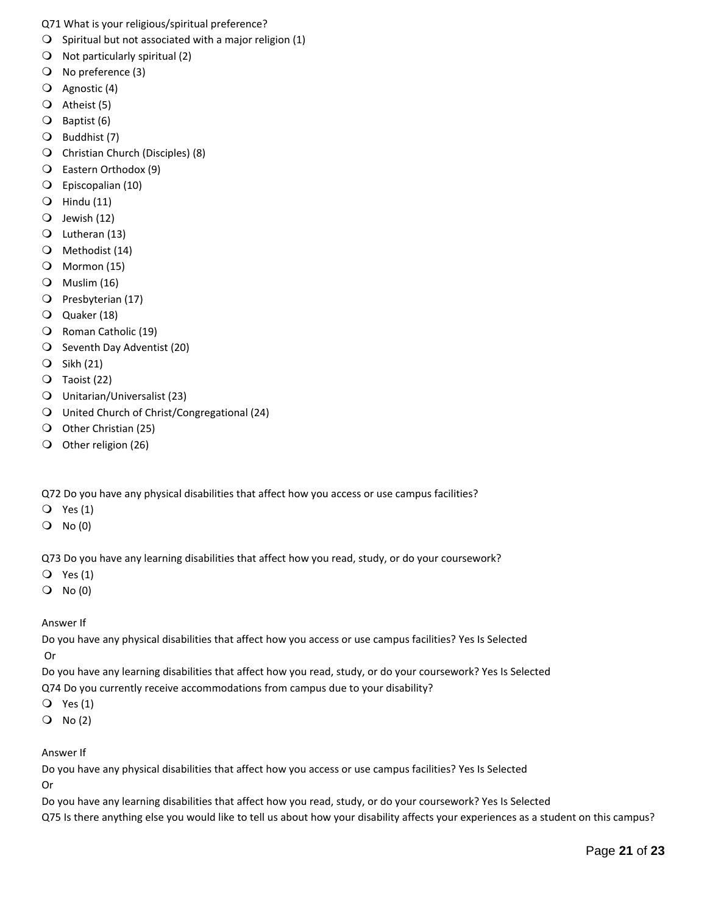Q71 What is your religious/spiritual preference?

- Spiritual but not associated with a major religion (1)
- Not particularly spiritual (2)
- No preference (3)
- Agnostic (4)
- Atheist (5)
- Baptist (6)
- Buddhist (7)
- Christian Church (Disciples) (8)
- Eastern Orthodox (9)
- Episcopalian (10)
- Hindu (11)
- Jewish (12)
- Lutheran (13)
- Methodist (14)
- Mormon (15)
- Muslim (16)
- Presbyterian (17)
- Quaker (18)
- Roman Catholic (19)
- Seventh Day Adventist (20)
- Sikh (21)
- Taoist (22)
- Unitarian/Universalist (23)
- United Church of Christ/Congregational (24)
- Other Christian (25)
- Other religion (26)

Q72 Do you have any physical disabilities that affect how you access or use campus facilities?

- Yes (1)
- No (0)

Q73 Do you have any learning disabilities that affect how you read, study, or do your coursework?

- Yes (1)
- No (0)

Answer If

Do you have any physical disabilities that affect how you access or use campus facilities? Yes Is Selected

Or

Do you have any learning disabilities that affect how you read, study, or do your coursework? Yes Is Selected

Q74 Do you currently receive accommodations from campus due to your disability?

- Yes (1)
- No (2)

Answer If

Do you have any physical disabilities that affect how you access or use campus facilities? Yes Is Selected

Or

Do you have any learning disabilities that affect how you read, study, or do your coursework? Yes Is Selected

Q75 Is there anything else you would like to tell us about how your disability affects your experiences as a student on this campus?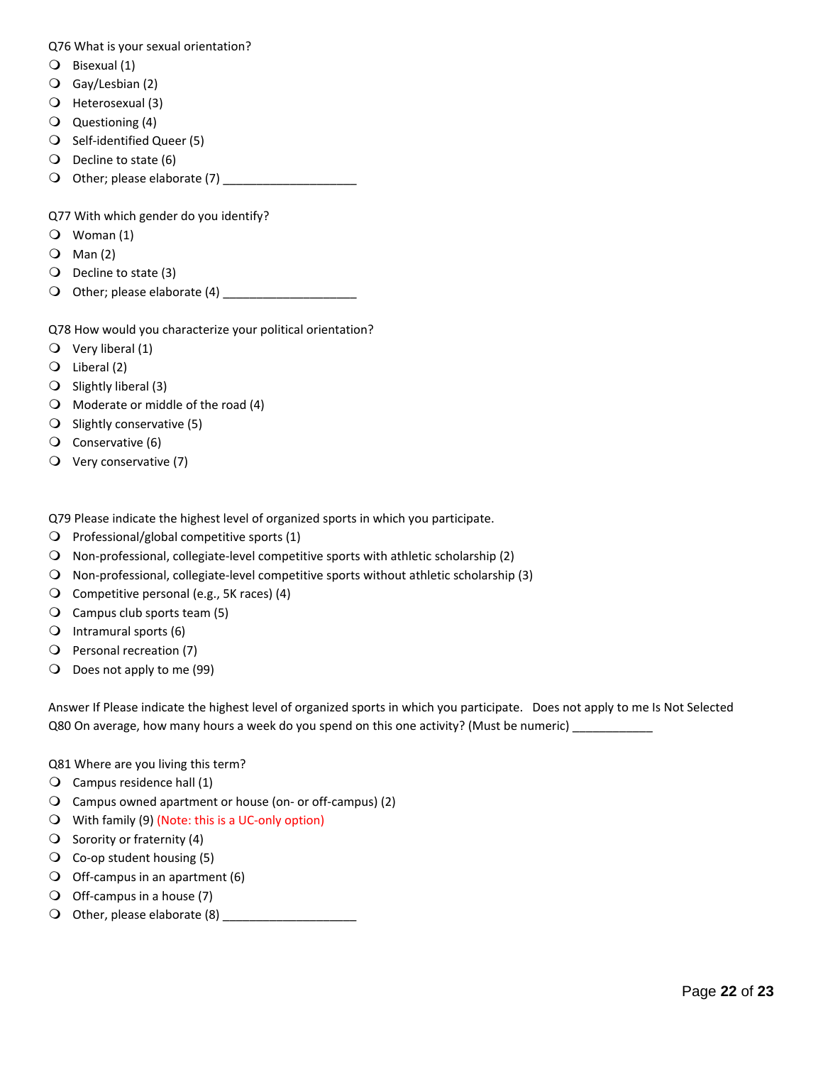Q76 What is your sexual orientation?

- Bisexual (1)
- Gay/Lesbian (2)
- Heterosexual (3)
- Questioning (4)
- Self-identified Queer (5)
- Decline to state (6)
- Other; please elaborate (7) ____________________

Q77 With which gender do you identify?

- Woman (1)
- Man (2)
- Decline to state (3)
- Other; please elaborate (4) ____________________

Q78 How would you characterize your political orientation?

- Very liberal (1)
- Liberal (2)
- Slightly liberal (3)
- Moderate or middle of the road (4)
- Slightly conservative (5)
- Conservative (6)
- Very conservative (7)

Q79 Please indicate the highest level of organized sports in which you participate.

- Professional/global competitive sports (1)
- Non-professional, collegiate-level competitive sports with athletic scholarship (2)
- Non-professional, collegiate-level competitive sports without athletic scholarship (3)
- Competitive personal (e.g., 5K races) (4)
- Campus club sports team (5)
- Intramural sports (6)
- Personal recreation (7)
- Does not apply to me (99)

Answer If Please indicate the highest level of organized sports in which you participate. Does not apply to me Is Not Selected

Q80 On average, how many hours a week do you spend on this one activity? (Must be numeric) ____________

Q81 Where are you living this term?

- Campus residence hall (1)
- Campus owned apartment or house (on- or off-campus) (2)
- With family (9) (Note: this is a UC-only option)
- Sorority or fraternity (4)
- Co-op student housing (5)
- Off-campus in an apartment (6)
- Off-campus in a house (7)
- Other, please elaborate (8) ____________________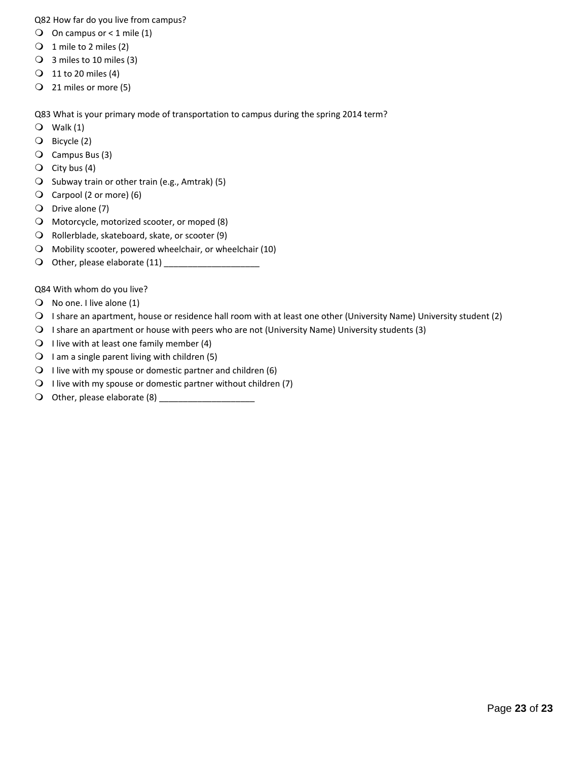Q82 How far do you live from campus?

- On campus or < 1 mile (1)
- 1 mile to 2 miles (2)
- 3 miles to 10 miles (3)
- 11 to 20 miles (4)
- 21 miles or more (5)

Q83 What is your primary mode of transportation to campus during the spring 2014 term?

- Walk (1)
- Bicycle (2)
- Campus Bus (3)
- City bus (4)
- Subway train or other train (e.g., Amtrak) (5)
- Carpool (2 or more) (6)
- Drive alone (7)
- Motorcycle, motorized scooter, or moped (8)
- Rollerblade, skateboard, skate, or scooter (9)
- Mobility scooter, powered wheelchair, or wheelchair (10)
- Other, please elaborate (11) ____________________

Q84 With whom do you live?

- No one. I live alone (1)
- I share an apartment, house or residence hall room with at least one other (University Name) University student (2)
- I share an apartment or house with peers who are not (University Name) University students (3)
- I live with at least one family member (4)
- I am a single parent living with children (5)
- I live with my spouse or domestic partner and children (6)
- I live with my spouse or domestic partner without children (7)
- Other, please elaborate (8) ____________________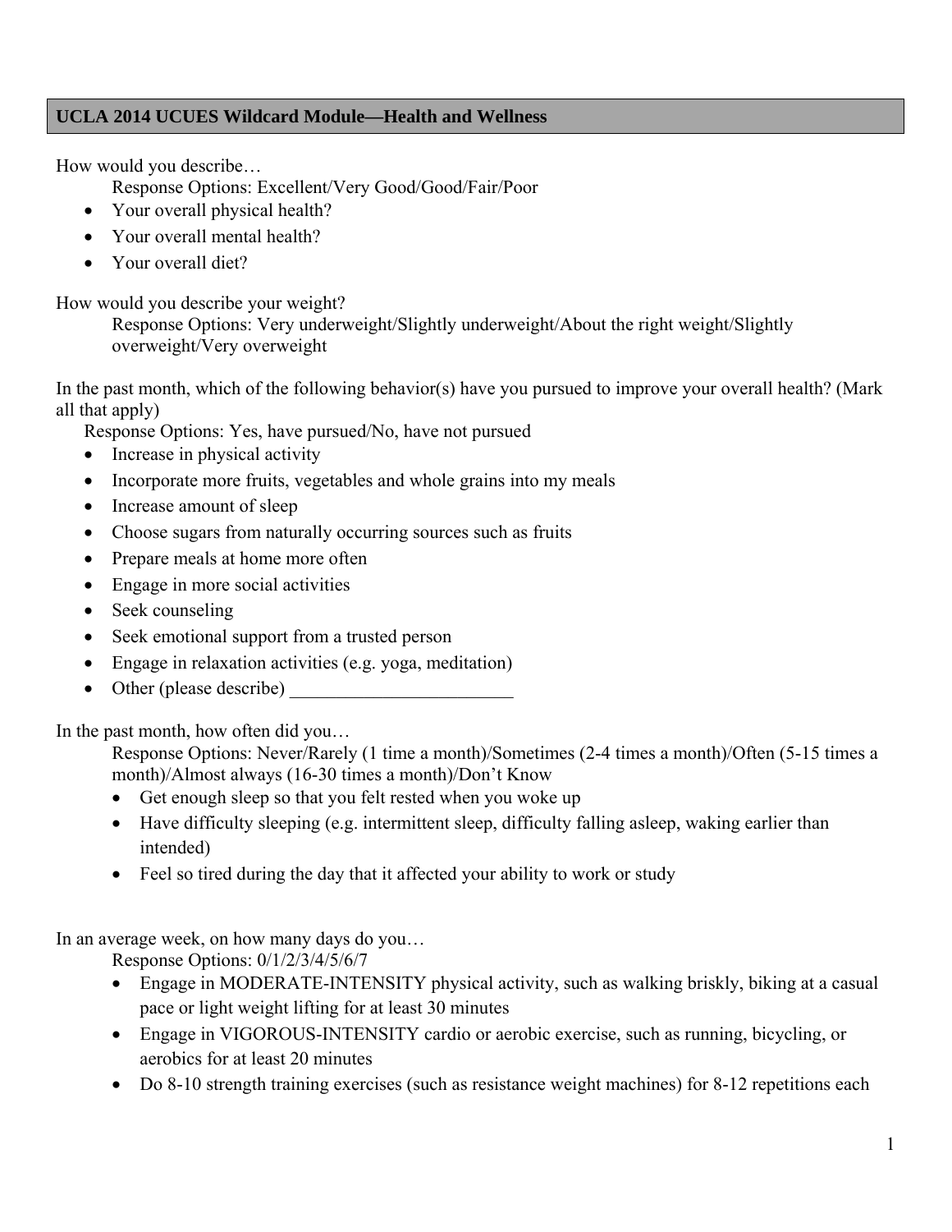## UCLA 2014 UCUES Wildcard Module—Health and Wellness

How would you describe…

Response Options: Excellent/Very Good/Good/Fair/Poor

- Your overall physical health?
- Your overall mental health?
- Your overall diet?

How would you describe your weight?

Response Options: Very underweight/Slightly underweight/About the right weight/Slightly overweight/Very overweight

In the past month, which of the following behavior(s) have you pursued to improve your overall health? (Mark all that apply)

Response Options: Yes, have pursued/No, have not pursued

- Increase in physical activity
- Incorporate more fruits, vegetables and whole grains into my meals
- Increase amount of sleep
- Choose sugars from naturally occurring sources such as fruits
- Prepare meals at home more often
- Engage in more social activities
- Seek counseling
- Seek emotional support from a trusted person
- Engage in relaxation activities (e.g. yoga, meditation)
- Other (please describe) ________________________

In the past month, how often did you…

Response Options: Never/Rarely (1 time a month)/Sometimes (2-4 times a month)/Often (5-15 times a month)/Almost always (16-30 times a month)/Don't Know

- Get enough sleep so that you felt rested when you woke up
- Have difficulty sleeping (e.g. intermittent sleep, difficulty falling asleep, waking earlier than intended)
- Feel so tired during the day that it affected your ability to work or study

In an average week, on how many days do you…

Response Options: 0/1/2/3/4/5/6/7

- Engage in MODERATE-INTENSITY physical activity, such as walking briskly, biking at a casual pace or light weight lifting for at least 30 minutes
- Engage in VIGOROUS-INTENSITY cardio or aerobic exercise, such as running, bicycling, or aerobics for at least 20 minutes
- Do 8-10 strength training exercises (such as resistance weight machines) for 8-12 repetitions each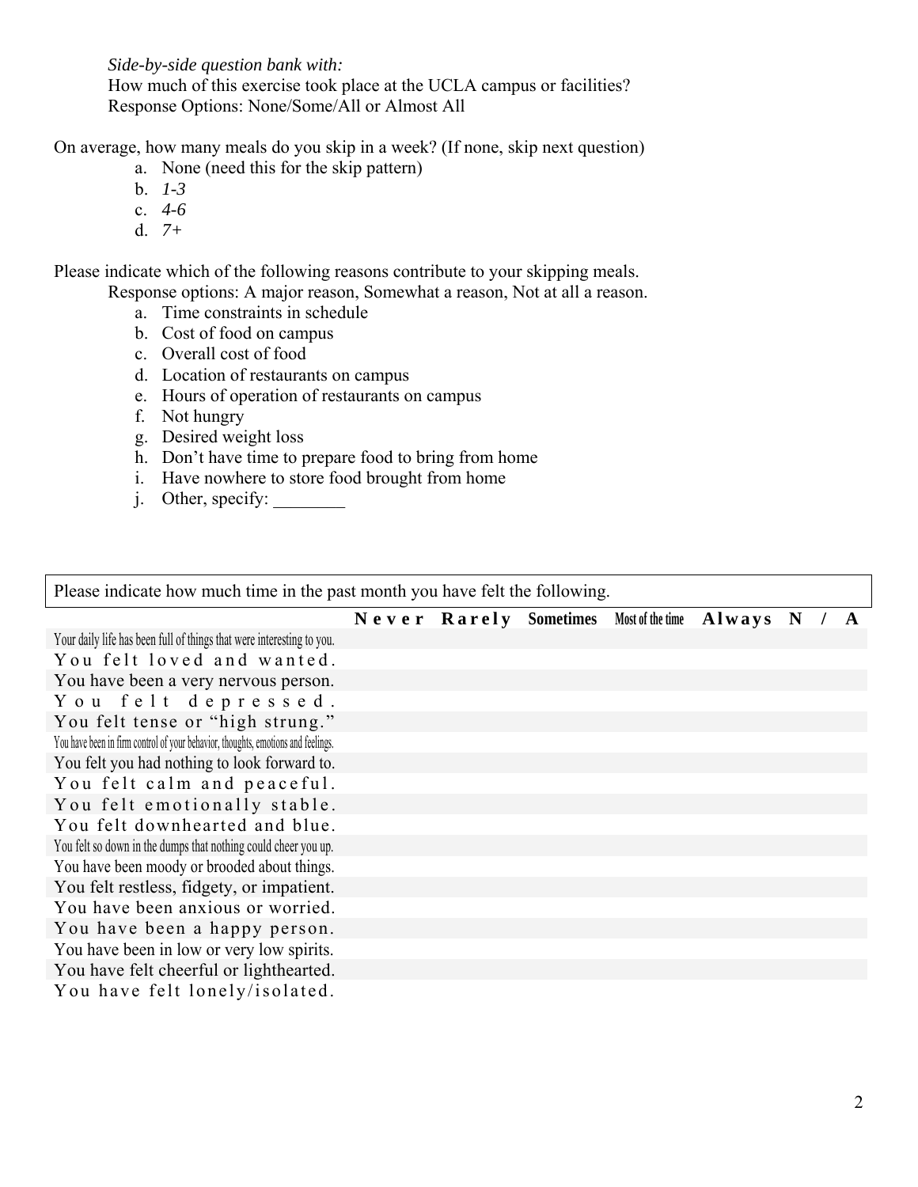*Side-by-side question bank with:*
How much of this exercise took place at the UCLA campus or facilities?
Response Options: None/Some/All or Almost All

On average, how many meals do you skip in a week? (If none, skip next question)

a. None (need this for the skip pattern)
b. *1-3*
c. *4-6*
d. *7+*

Please indicate which of the following reasons contribute to your skipping meals.
Response options: A major reason, Somewhat a reason, Not at all a reason.

a. Time constraints in schedule
b. Cost of food on campus
c. Overall cost of food
d. Location of restaurants on campus
e. Hours of operation of restaurants on campus
f. Not hungry
g. Desired weight loss
h. Don't have time to prepare food to bring from home
i. Have nowhere to store food brought from home
j. Other, specify: ________

Please indicate how much time in the past month you have felt the following.

| | Never | Rarely | Sometimes | Most of the time | Always | N / A |
|---|---|---|---|---|---|---|
| Your daily life has been full of things that were interesting to you. | | | | | | |
| You felt loved and wanted. | | | | | | |
| You have been a very nervous person. | | | | | | |
| You felt depressed. | | | | | | |
| You felt tense or "high strung." | | | | | | |
| You have been in firm control of your behavior, thoughts, emotions and feelings. | | | | | | |
| You felt you had nothing to look forward to. | | | | | | |
| You felt calm and peaceful. | | | | | | |
| You felt emotionally stable. | | | | | | |
| You felt downhearted and blue. | | | | | | |
| You felt so down in the dumps that nothing could cheer you up. | | | | | | |
| You have been moody or brooded about things. | | | | | | |
| You felt restless, fidgety, or impatient. | | | | | | |
| You have been anxious or worried. | | | | | | |
| You have been a happy person. | | | | | | |
| You have been in low or very low spirits. | | | | | | |
| You have felt cheerful or lighthearted. | | | | | | |
| You have felt lonely/isolated. | | | | | | |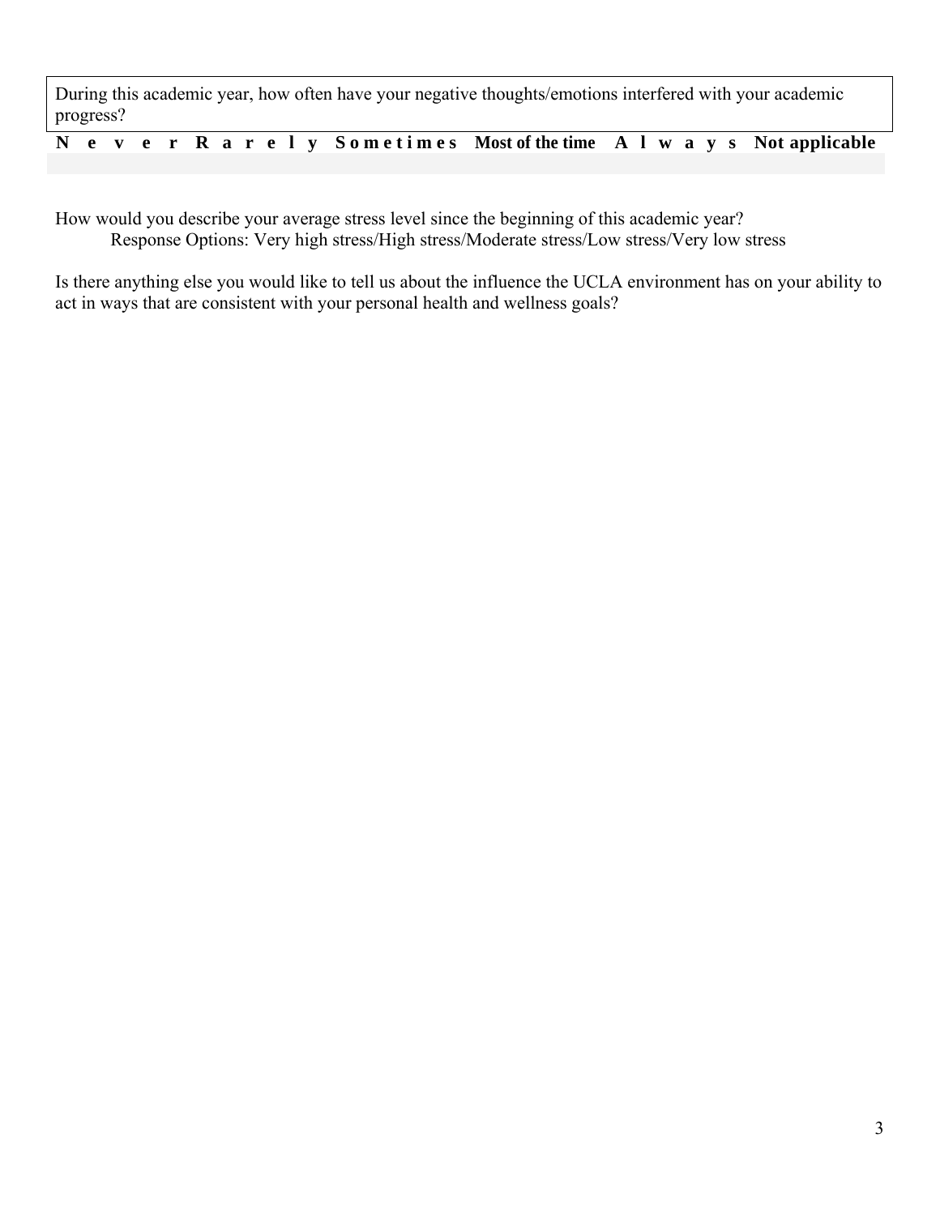During this academic year, how often have your negative thoughts/emotions interfered with your academic progress?

| Never | Rarely | Sometimes | Most of the time | Always | Not applicable |
|---|---|---|---|---|---|
| | | | | | |

How would you describe your average stress level since the beginning of this academic year?

Response Options: Very high stress/High stress/Moderate stress/Low stress/Very low stress

Is there anything else you would like to tell us about the influence the UCLA environment has on your ability to act in ways that are consistent with your personal health and wellness goals?